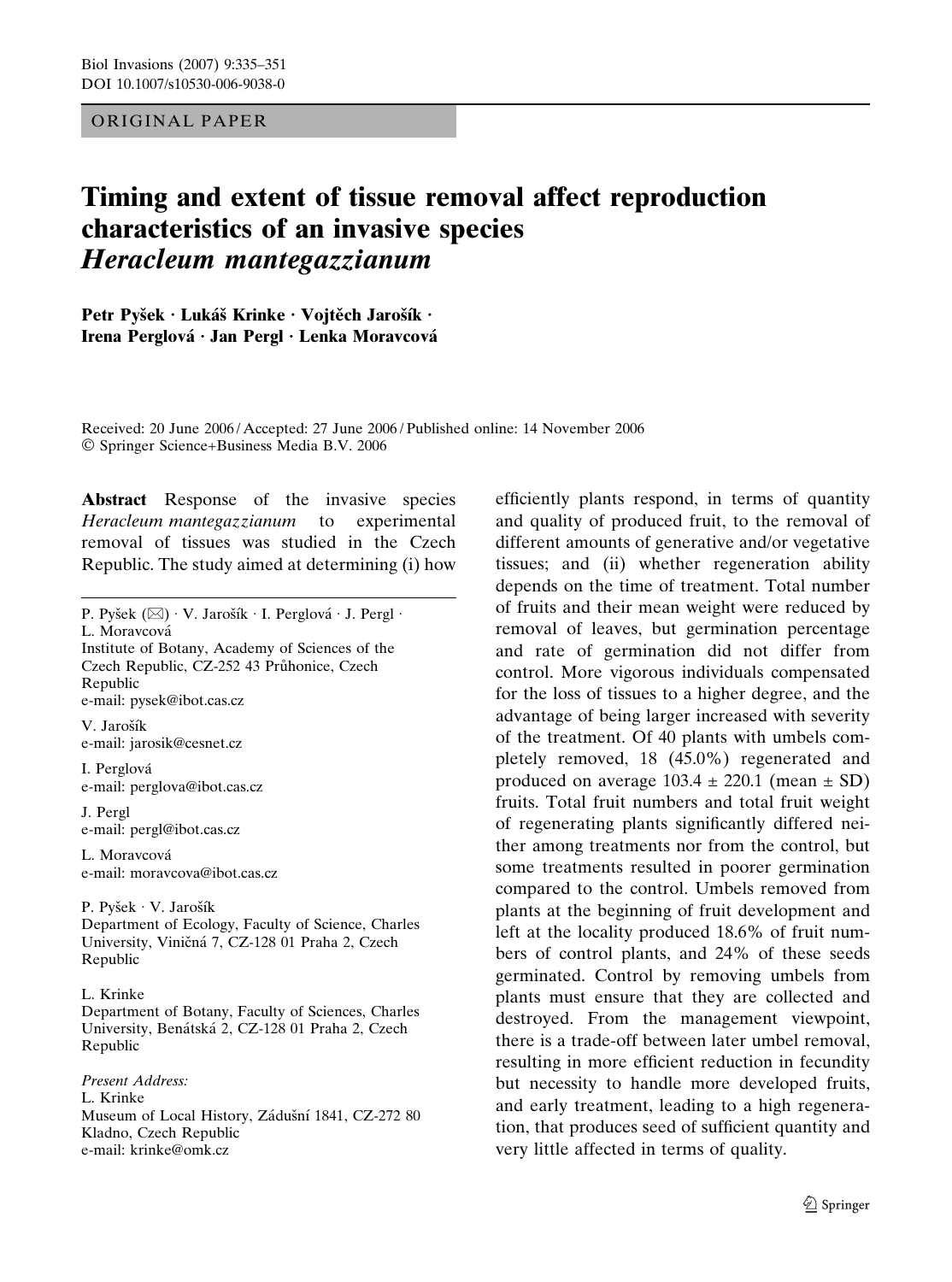ORIGINAL PAPER

# Timing and extent of tissue removal affect reproduction characteristics of an invasive species *Heracleum mantegazzianum*

**Petr Pyšek · Lukáš Krinke · Vojtěch Jarošík · Irena Perglová · Jan Pergl · Lenka Moravcová**

Received: 20 June 2006 / Accepted: 27 June 2006 / Published online: 14 November 2006
© Springer Science+Business Media B.V. 2006

**Abstract** Response of the invasive species *Heracleum mantegazzianum* to experimental removal of tissues was studied in the Czech Republic. The study aimed at determining (i) how efficiently plants respond, in terms of quantity and quality of produced fruit, to the removal of different amounts of generative and/or vegetative tissues; and (ii) whether regeneration ability depends on the time of treatment. Total number of fruits and their mean weight were reduced by removal of leaves, but germination percentage and rate of germination did not differ from control. More vigorous individuals compensated for the loss of tissues to a higher degree, and the advantage of being larger increased with severity of the treatment. Of 40 plants with umbels completely removed, 18 (45.0%) regenerated and produced on average 103.4 ± 220.1 (mean ± SD) fruits. Total fruit numbers and total fruit weight of regenerating plants significantly differed neither among treatments nor from the control, but some treatments resulted in poorer germination compared to the control. Umbels removed from plants at the beginning of fruit development and left at the locality produced 18.6% of fruit numbers of control plants, and 24% of these seeds germinated. Control by removing umbels from plants must ensure that they are collected and destroyed. From the management viewpoint, there is a trade-off between later umbel removal, resulting in more efficient reduction in fecundity but necessity to handle more developed fruits, and early treatment, leading to a high regeneration, that produces seed of sufficient quantity and very little affected in terms of quality.

---

P. Pyšek (✉) · V. Jarošík · I. Perglová · J. Pergl · L. Moravcová
Institute of Botany, Academy of Sciences of the Czech Republic, CZ-252 43 Průhonice, Czech Republic
e-mail: pysek@ibot.cas.cz

V. Jarošík
e-mail: jarosik@cesnet.cz

I. Perglová
e-mail: perglova@ibot.cas.cz

J. Pergl
e-mail: pergl@ibot.cas.cz

L. Moravcová
e-mail: moravcova@ibot.cas.cz

P. Pyšek · V. Jarošík
Department of Ecology, Faculty of Science, Charles University, Viničná 7, CZ-128 01 Praha 2, Czech Republic

L. Krinke
Department of Botany, Faculty of Sciences, Charles University, Benátská 2, CZ-128 01 Praha 2, Czech Republic

*Present Address:*
L. Krinke
Museum of Local History, Zádušní 1841, CZ-272 80 Kladno, Czech Republic
e-mail: krinke@omk.cz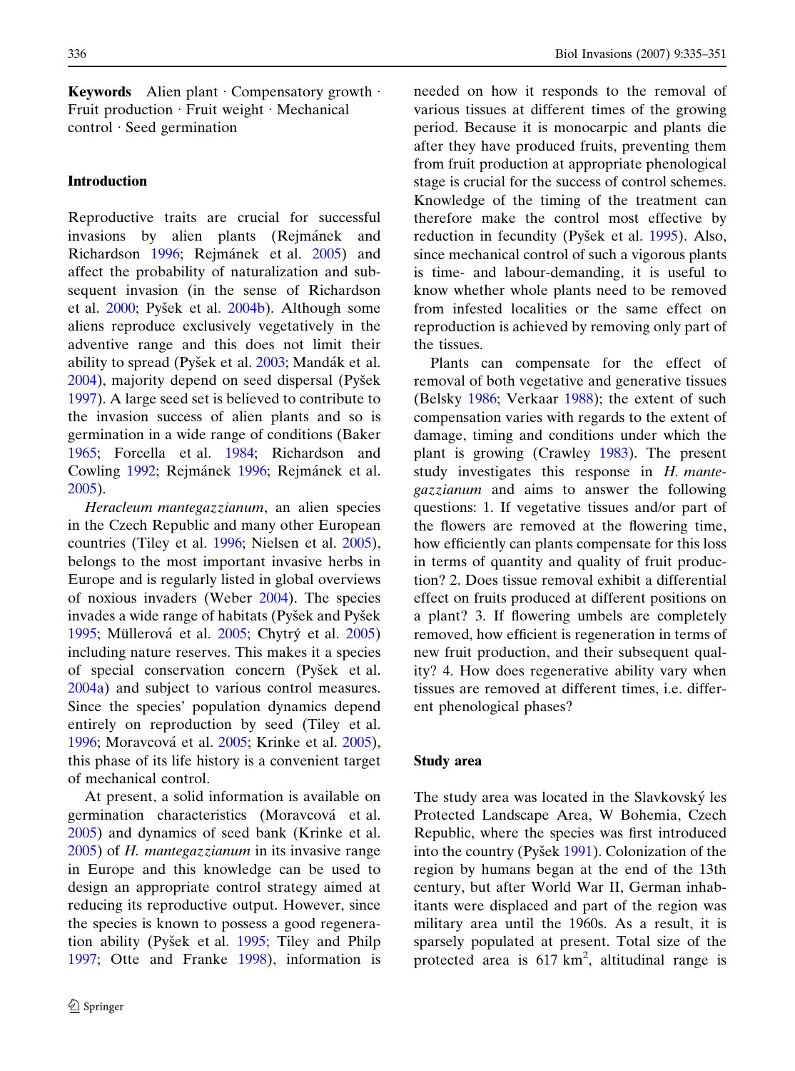**Keywords** Alien plant · Compensatory growth · Fruit production · Fruit weight · Mechanical control · Seed germination

## Introduction

Reproductive traits are crucial for successful invasions by alien plants (Rejmánek and Richardson 1996; Rejmánek et al. 2005) and affect the probability of naturalization and subsequent invasion (in the sense of Richardson et al. 2000; Pyšek et al. 2004b). Although some aliens reproduce exclusively vegetatively in the adventive range and this does not limit their ability to spread (Pyšek et al. 2003; Mandák et al. 2004), majority depend on seed dispersal (Pyšek 1997). A large seed set is believed to contribute to the invasion success of alien plants and so is germination in a wide range of conditions (Baker 1965; Forcella et al. 1984; Richardson and Cowling 1992; Rejmánek 1996; Rejmánek et al. 2005).

*Heracleum mantegazzianum*, an alien species in the Czech Republic and many other European countries (Tiley et al. 1996; Nielsen et al. 2005), belongs to the most important invasive herbs in Europe and is regularly listed in global overviews of noxious invaders (Weber 2004). The species invades a wide range of habitats (Pyšek and Pyšek 1995; Müllerová et al. 2005; Chytrý et al. 2005) including nature reserves. This makes it a species of special conservation concern (Pyšek et al. 2004a) and subject to various control measures. Since the species' population dynamics depend entirely on reproduction by seed (Tiley et al. 1996; Moravcová et al. 2005; Krinke et al. 2005), this phase of its life history is a convenient target of mechanical control.

At present, a solid information is available on germination characteristics (Moravcová et al. 2005) and dynamics of seed bank (Krinke et al. 2005) of *H. mantegazzianum* in its invasive range in Europe and this knowledge can be used to design an appropriate control strategy aimed at reducing its reproductive output. However, since the species is known to possess a good regeneration ability (Pyšek et al. 1995; Tiley and Philp 1997; Otte and Franke 1998), information is needed on how it responds to the removal of various tissues at different times of the growing period. Because it is monocarpic and plants die after they have produced fruits, preventing them from fruit production at appropriate phenological stage is crucial for the success of control schemes. Knowledge of the timing of the treatment can therefore make the control most effective by reduction in fecundity (Pyšek et al. 1995). Also, since mechanical control of such a vigorous plants is time- and labour-demanding, it is useful to know whether whole plants need to be removed from infested localities or the same effect on reproduction is achieved by removing only part of the tissues.

Plants can compensate for the effect of removal of both vegetative and generative tissues (Belsky 1986; Verkaar 1988); the extent of such compensation varies with regards to the extent of damage, timing and conditions under which the plant is growing (Crawley 1983). The present study investigates this response in *H. mantegazzianum* and aims to answer the following questions: 1. If vegetative tissues and/or part of the flowers are removed at the flowering time, how efficiently can plants compensate for this loss in terms of quantity and quality of fruit production? 2. Does tissue removal exhibit a differential effect on fruits produced at different positions on a plant? 3. If flowering umbels are completely removed, how efficient is regeneration in terms of new fruit production, and their subsequent quality? 4. How does regenerative ability vary when tissues are removed at different times, i.e. different phenological phases?

## Study area

The study area was located in the Slavkovský les Protected Landscape Area, W Bohemia, Czech Republic, where the species was first introduced into the country (Pyšek 1991). Colonization of the region by humans began at the end of the 13th century, but after World War II, German inhabitants were displaced and part of the region was military area until the 1960s. As a result, it is sparsely populated at present. Total size of the protected area is 617 km$^2$, altitudinal range is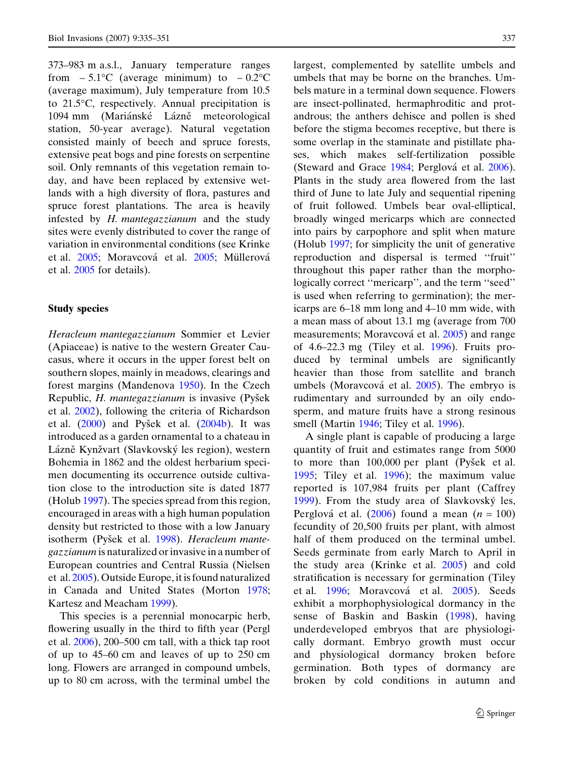373–983 m a.s.l., January temperature ranges from −5.1°C (average minimum) to −0.2°C (average maximum), July temperature from 10.5 to 21.5°C, respectively. Annual precipitation is 1094 mm (Mariánské Lázně meteorological station, 50-year average). Natural vegetation consisted mainly of beech and spruce forests, extensive peat bogs and pine forests on serpentine soil. Only remnants of this vegetation remain today, and have been replaced by extensive wetlands with a high diversity of flora, pastures and spruce forest plantations. The area is heavily infested by *H. mantegazzianum* and the study sites were evenly distributed to cover the range of variation in environmental conditions (see Krinke et al. 2005; Moravcová et al. 2005; Müllerová et al. 2005 for details).

## Study species

*Heracleum mantegazzianum* Sommier et Levier (Apiaceae) is native to the western Greater Caucasus, where it occurs in the upper forest belt on southern slopes, mainly in meadows, clearings and forest margins (Mandenova 1950). In the Czech Republic, *H. mantegazzianum* is invasive (Pyšek et al. 2002), following the criteria of Richardson et al. (2000) and Pyšek et al. (2004b). It was introduced as a garden ornamental to a chateau in Lázně Kynžvart (Slavkovský les region), western Bohemia in 1862 and the oldest herbarium specimen documenting its occurrence outside cultivation close to the introduction site is dated 1877 (Holub 1997). The species spread from this region, encouraged in areas with a high human population density but restricted to those with a low January isotherm (Pyšek et al. 1998). *Heracleum mantegazzianum* is naturalized or invasive in a number of European countries and Central Russia (Nielsen et al. 2005). Outside Europe, it is found naturalized in Canada and United States (Morton 1978; Kartesz and Meacham 1999).

This species is a perennial monocarpic herb, flowering usually in the third to fifth year (Pergl et al. 2006), 200–500 cm tall, with a thick tap root of up to 45–60 cm and leaves of up to 250 cm long. Flowers are arranged in compound umbels, up to 80 cm across, with the terminal umbel the largest, complemented by satellite umbels and umbels that may be borne on the branches. Umbels mature in a terminal down sequence. Flowers are insect-pollinated, hermaphroditic and protandrous; the anthers dehisce and pollen is shed before the stigma becomes receptive, but there is some overlap in the staminate and pistillate phases, which makes self-fertilization possible (Steward and Grace 1984; Perglová et al. 2006). Plants in the study area flowered from the last third of June to late July and sequential ripening of fruit followed. Umbels bear oval-elliptical, broadly winged mericarps which are connected into pairs by carpophore and split when mature (Holub 1997; for simplicity the unit of generative reproduction and dispersal is termed "fruit" throughout this paper rather than the morphologically correct "mericarp", and the term "seed" is used when referring to germination); the mericarps are 6–18 mm long and 4–10 mm wide, with a mean mass of about 13.1 mg (average from 700 measurements; Moravcová et al. 2005) and range of 4.6–22.3 mg (Tiley et al. 1996). Fruits produced by terminal umbels are significantly heavier than those from satellite and branch umbels (Moravcová et al. 2005). The embryo is rudimentary and surrounded by an oily endosperm, and mature fruits have a strong resinous smell (Martin 1946; Tiley et al. 1996).

A single plant is capable of producing a large quantity of fruit and estimates range from 5000 to more than 100,000 per plant (Pyšek et al. 1995; Tiley et al. 1996); the maximum value reported is 107,984 fruits per plant (Caffrey 1999). From the study area of Slavkovský les, Perglová et al. (2006) found a mean ($n = 100$) fecundity of 20,500 fruits per plant, with almost half of them produced on the terminal umbel. Seeds germinate from early March to April in the study area (Krinke et al. 2005) and cold stratification is necessary for germination (Tiley et al. 1996; Moravcová et al. 2005). Seeds exhibit a morphophysiological dormancy in the sense of Baskin and Baskin (1998), having underdeveloped embryos that are physiologically dormant. Embryo growth must occur and physiological dormancy broken before germination. Both types of dormancy are broken by cold conditions in autumn and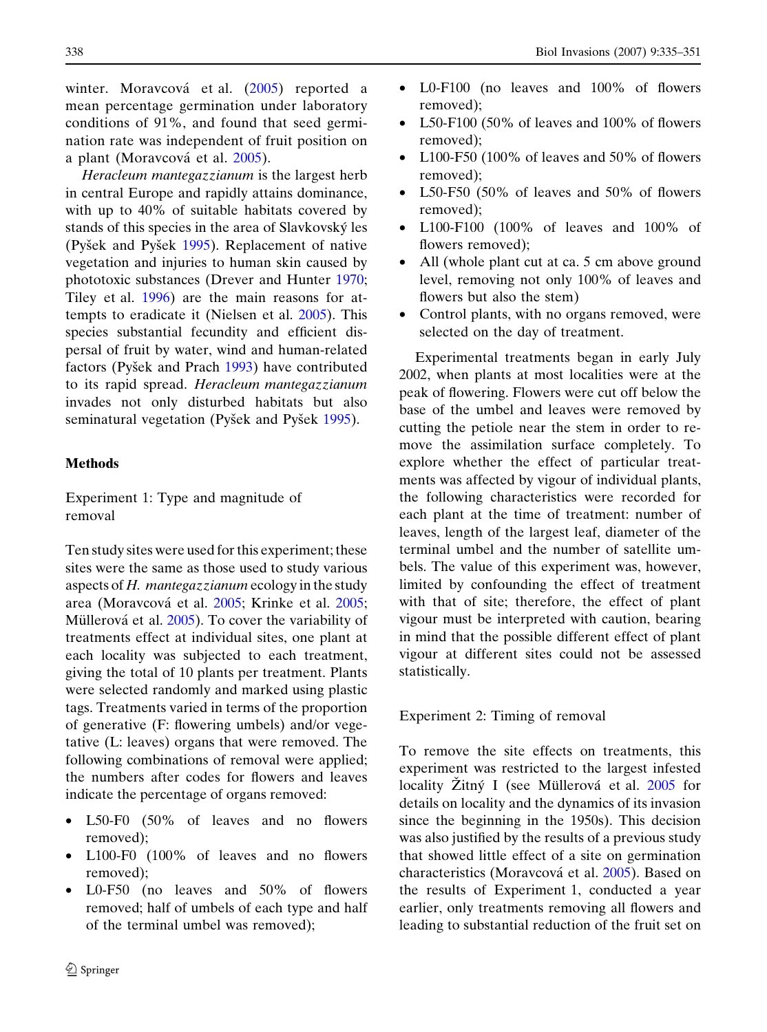winter. Moravcová et al. (2005) reported a mean percentage germination under laboratory conditions of 91%, and found that seed germination rate was independent of fruit position on a plant (Moravcová et al. 2005).

*Heracleum mantegazzianum* is the largest herb in central Europe and rapidly attains dominance, with up to 40% of suitable habitats covered by stands of this species in the area of Slavkovský les (Pyšek and Pyšek 1995). Replacement of native vegetation and injuries to human skin caused by phototoxic substances (Drever and Hunter 1970; Tiley et al. 1996) are the main reasons for attempts to eradicate it (Nielsen et al. 2005). This species substantial fecundity and efficient dispersal of fruit by water, wind and human-related factors (Pyšek and Prach 1993) have contributed to its rapid spread. *Heracleum mantegazzianum* invades not only disturbed habitats but also seminatural vegetation (Pyšek and Pyšek 1995).

## Methods

### Experiment 1: Type and magnitude of removal

Ten study sites were used for this experiment; these sites were the same as those used to study various aspects of *H. mantegazzianum* ecology in the study area (Moravcová et al. 2005; Krinke et al. 2005; Müllerová et al. 2005). To cover the variability of treatments effect at individual sites, one plant at each locality was subjected to each treatment, giving the total of 10 plants per treatment. Plants were selected randomly and marked using plastic tags. Treatments varied in terms of the proportion of generative (F: flowering umbels) and/or vegetative (L: leaves) organs that were removed. The following combinations of removal were applied; the numbers after codes for flowers and leaves indicate the percentage of organs removed:

- L50-F0 (50% of leaves and no flowers removed);
- L100-F0 (100% of leaves and no flowers removed);
- L0-F50 (no leaves and 50% of flowers removed; half of umbels of each type and half of the terminal umbel was removed);
- L0-F100 (no leaves and 100% of flowers removed);
- L50-F100 (50% of leaves and 100% of flowers removed);
- L100-F50 (100% of leaves and 50% of flowers removed);
- L50-F50 (50% of leaves and 50% of flowers removed);
- L100-F100 (100% of leaves and 100% of flowers removed);
- All (whole plant cut at ca. 5 cm above ground level, removing not only 100% of leaves and flowers but also the stem)
- Control plants, with no organs removed, were selected on the day of treatment.

Experimental treatments began in early July 2002, when plants at most localities were at the peak of flowering. Flowers were cut off below the base of the umbel and leaves were removed by cutting the petiole near the stem in order to remove the assimilation surface completely. To explore whether the effect of particular treatments was affected by vigour of individual plants, the following characteristics were recorded for each plant at the time of treatment: number of leaves, length of the largest leaf, diameter of the terminal umbel and the number of satellite umbels. The value of this experiment was, however, limited by confounding the effect of treatment with that of site; therefore, the effect of plant vigour must be interpreted with caution, bearing in mind that the possible different effect of plant vigour at different sites could not be assessed statistically.

### Experiment 2: Timing of removal

To remove the site effects on treatments, this experiment was restricted to the largest infested locality Žitný I (see Müllerová et al. 2005 for details on locality and the dynamics of its invasion since the beginning in the 1950s). This decision was also justified by the results of a previous study that showed little effect of a site on germination characteristics (Moravcová et al. 2005). Based on the results of Experiment 1, conducted a year earlier, only treatments removing all flowers and leading to substantial reduction of the fruit set on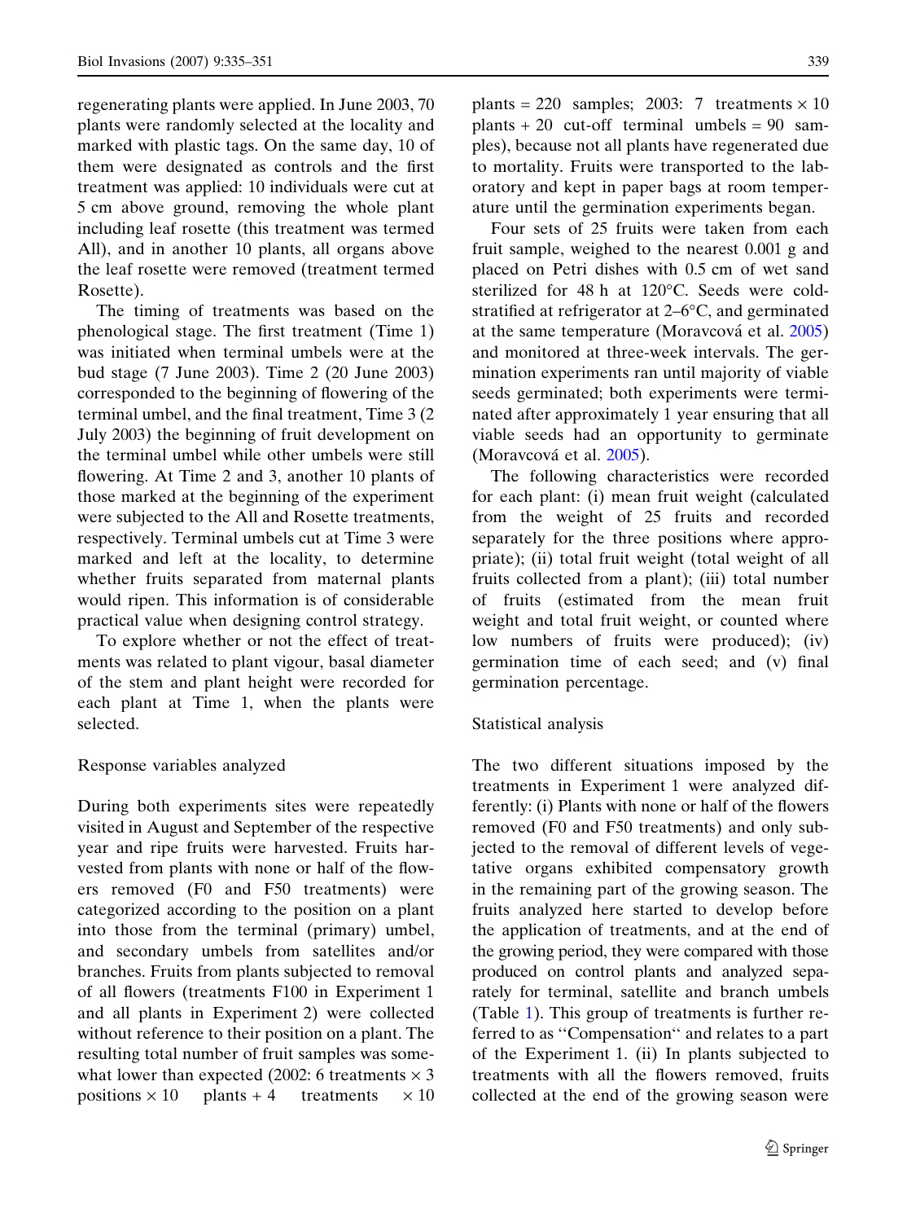regenerating plants were applied. In June 2003, 70 plants were randomly selected at the locality and marked with plastic tags. On the same day, 10 of them were designated as controls and the first treatment was applied: 10 individuals were cut at 5 cm above ground, removing the whole plant including leaf rosette (this treatment was termed All), and in another 10 plants, all organs above the leaf rosette were removed (treatment termed Rosette).

The timing of treatments was based on the phenological stage. The first treatment (Time 1) was initiated when terminal umbels were at the bud stage (7 June 2003). Time 2 (20 June 2003) corresponded to the beginning of flowering of the terminal umbel, and the final treatment, Time 3 (2 July 2003) the beginning of fruit development on the terminal umbel while other umbels were still flowering. At Time 2 and 3, another 10 plants of those marked at the beginning of the experiment were subjected to the All and Rosette treatments, respectively. Terminal umbels cut at Time 3 were marked and left at the locality, to determine whether fruits separated from maternal plants would ripen. This information is of considerable practical value when designing control strategy.

To explore whether or not the effect of treatments was related to plant vigour, basal diameter of the stem and plant height were recorded for each plant at Time 1, when the plants were selected.

### Response variables analyzed

During both experiments sites were repeatedly visited in August and September of the respective year and ripe fruits were harvested. Fruits harvested from plants with none or half of the flowers removed (F0 and F50 treatments) were categorized according to the position on a plant into those from the terminal (primary) umbel, and secondary umbels from satellites and/or branches. Fruits from plants subjected to removal of all flowers (treatments F100 in Experiment 1 and all plants in Experiment 2) were collected without reference to their position on a plant. The resulting total number of fruit samples was somewhat lower than expected (2002: 6 treatments × 3 positions × 10 plants + 4 treatments × 10 plants = 220 samples; 2003: 7 treatments × 10 plants + 20 cut-off terminal umbels = 90 samples), because not all plants have regenerated due to mortality. Fruits were transported to the laboratory and kept in paper bags at room temperature until the germination experiments began.

Four sets of 25 fruits were taken from each fruit sample, weighed to the nearest 0.001 g and placed on Petri dishes with 0.5 cm of wet sand sterilized for 48 h at 120°C. Seeds were cold-stratified at refrigerator at 2–6°C, and germinated at the same temperature (Moravcová et al. 2005) and monitored at three-week intervals. The germination experiments ran until majority of viable seeds germinated; both experiments were terminated after approximately 1 year ensuring that all viable seeds had an opportunity to germinate (Moravcová et al. 2005).

The following characteristics were recorded for each plant: (i) mean fruit weight (calculated from the weight of 25 fruits and recorded separately for the three positions where appropriate); (ii) total fruit weight (total weight of all fruits collected from a plant); (iii) total number of fruits (estimated from the mean fruit weight and total fruit weight, or counted where low numbers of fruits were produced); (iv) germination time of each seed; and (v) final germination percentage.

### Statistical analysis

The two different situations imposed by the treatments in Experiment 1 were analyzed differently: (i) Plants with none or half of the flowers removed (F0 and F50 treatments) and only subjected to the removal of different levels of vegetative organs exhibited compensatory growth in the remaining part of the growing season. The fruits analyzed here started to develop before the application of treatments, and at the end of the growing period, they were compared with those produced on control plants and analyzed separately for terminal, satellite and branch umbels (Table 1). This group of treatments is further referred to as ''Compensation'' and relates to a part of the Experiment 1. (ii) In plants subjected to treatments with all the flowers removed, fruits collected at the end of the growing season were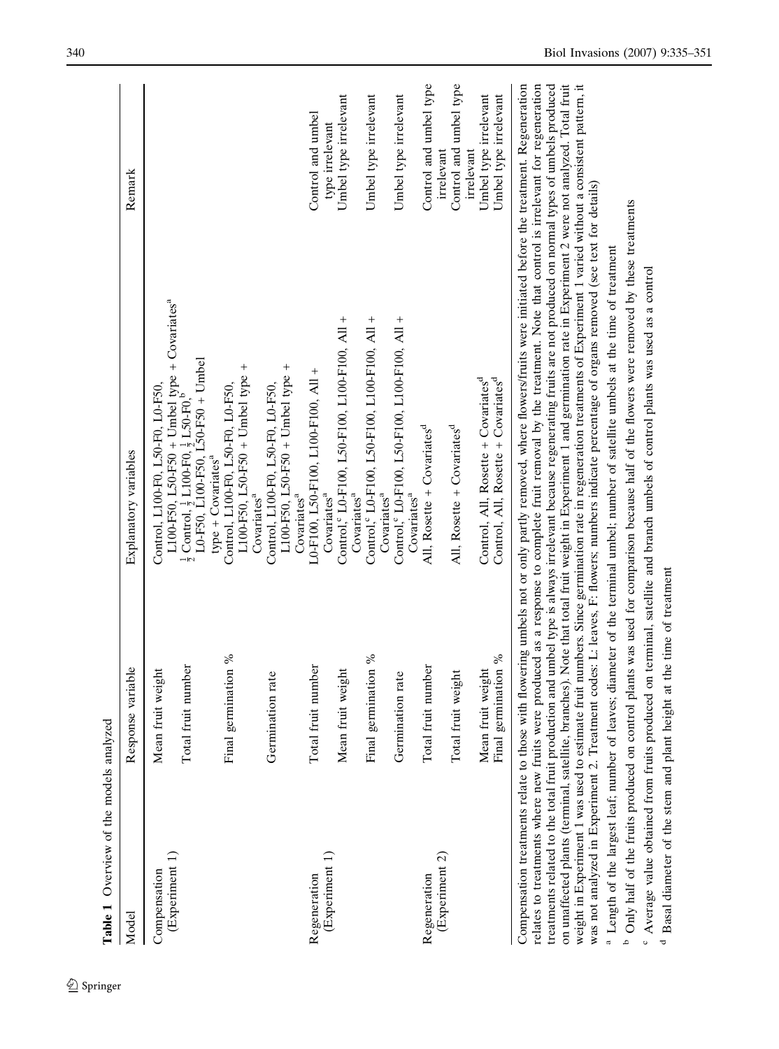**Table 1** Overview of the models analyzed

| Model | Response variable | Explanatory variables | Remark |
|---|---|---|---|
| Compensation (Experiment 1) | Mean fruit weight | Control, L100-F0, L50-F0, L0-F50, L100-F50, L50-F50 + Umbel type + Covariates[a] | |
| | Total fruit number | $\frac{1}{2}$ Control, $\frac{1}{2}$ L100-F0, $\frac{1}{2}$ L50-F0,[b] L0-F50, L100-F50, L50-F50 + Umbel type + Covariates[a] | |
| | Final germination % | Control, L100-F0, L50-F0, L0-F50, L100-F50, L50-F50 + Umbel type + Covariates[a] | |
| | Germination rate | Control, L100-F0, L50-F0, L0-F50, L100-F50, L50-F50 + Umbel type + Covariates[a] | |
| Regeneration (Experiment 1) | Total fruit number | L0-F100, L50-F100, L100-F100, All + Covariates[a] | Control and umbel type irrelevant |
| | Mean fruit weight | Control,[c] L0-F100, L50-F100, L100-F100, All + Covariates[a] | Umbel type irrelevant |
| | Final germination % | Control,[c] L0-F100, L50-F100, L100-F100, All + Covariates[a] | Umbel type irrelevant |
| | Germination rate | Control,[c] L0-F100, L50-F100, L100-F100, All + Covariates[a] | Umbel type irrelevant |
| Regeneration (Experiment 2) | Total fruit number | All, Rosette + Covariates[d] | Control and umbel type irrelevant |
| | Total fruit weight | All, Rosette + Covariates[d] | Control and umbel type irrelevant |
| | Mean fruit weight | Control, All, Rosette + Covariates[d] | Umbel type irrelevant |
| | Final germination % | Control, All, Rosette + Covariates[d] | Umbel type irrelevant |

Compensation treatments relate to those with flowering umbels not or only partly removed, where flowers/fruits were initiated before the treatment. Regeneration relates to treatments where new fruits were produced as a response to complete fruit removal by the treatment. Note that control is irrelevant for regeneration treatments related to the total fruit production and umbel type is always irrelevant because regenerating fruits are not produced on normal types of umbels produced on unaffected plants (terminal, satellite, branches). Note that total fruit weight in Experiment 1 and germination rate in Experiment 2 were not analyzed. Total fruit weight in Experiment 1 was used to estimate fruit numbers. Since germination rate in regeneration treatments of Experiment 1 varied without a consistent pattern, it was not analyzed in Experiment 2. Treatment codes: L: leaves, F: flowers; numbers indicate percentage of organs removed (see text for details)

[a] Length of the largest leaf; number of leaves; diameter of the terminal umbel; number of satellite umbels at the time of treatment

[b] Only half of the fruits produced on control plants was used for comparison because half of the flowers were removed by these treatments

[c] Average value obtained from fruits produced on terminal, satellite and branch umbels of control plants was used as a control

[d] Basal diameter of the stem and plant height at the time of treatment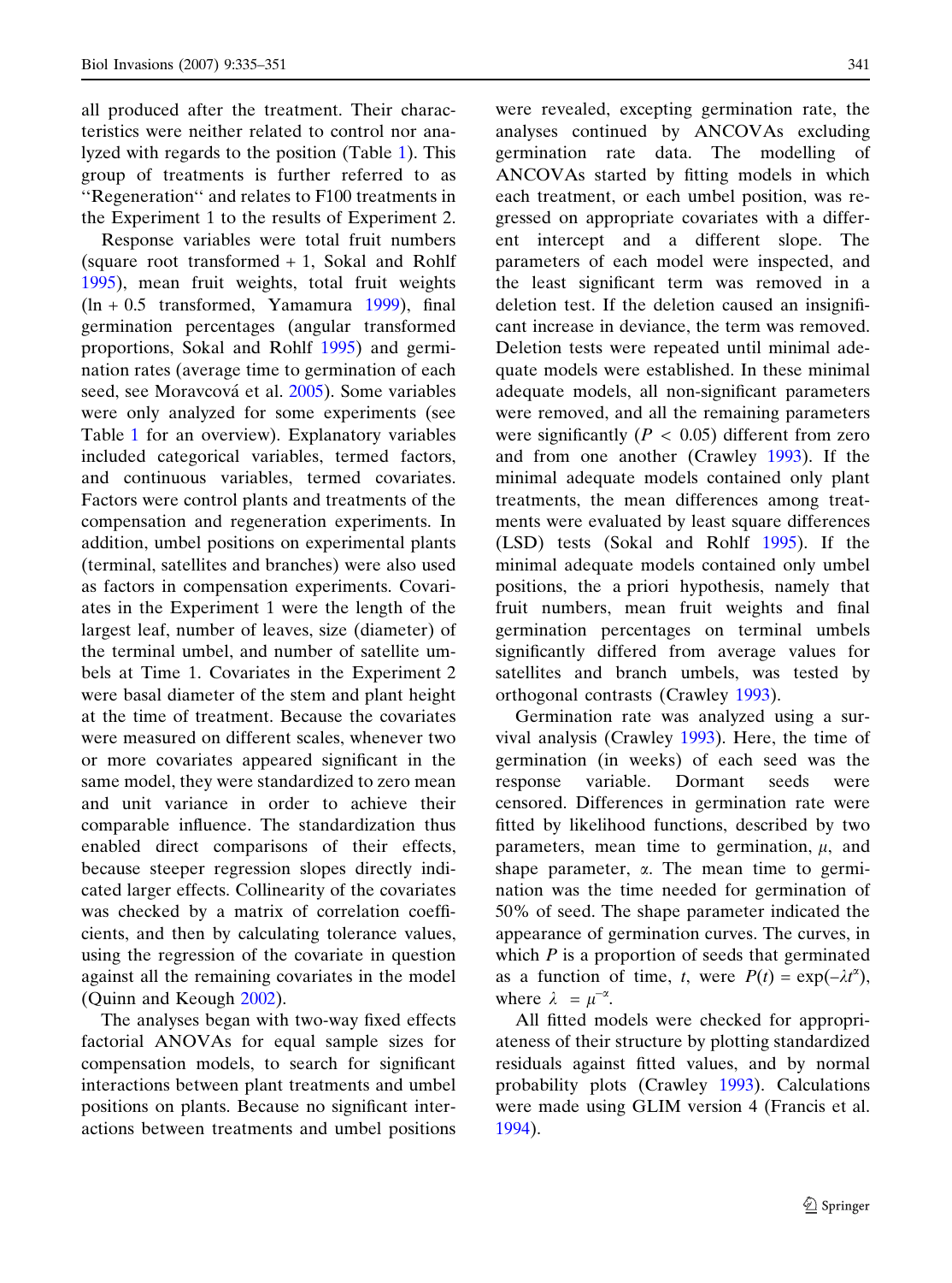all produced after the treatment. Their characteristics were neither related to control nor analyzed with regards to the position (Table 1). This group of treatments is further referred to as ''Regeneration'' and relates to F100 treatments in the Experiment 1 to the results of Experiment 2.

Response variables were total fruit numbers (square root transformed + 1, Sokal and Rohlf 1995), mean fruit weights, total fruit weights (ln + 0.5 transformed, Yamamura 1999), final germination percentages (angular transformed proportions, Sokal and Rohlf 1995) and germination rates (average time to germination of each seed, see Moravcová et al. 2005). Some variables were only analyzed for some experiments (see Table 1 for an overview). Explanatory variables included categorical variables, termed factors, and continuous variables, termed covariates. Factors were control plants and treatments of the compensation and regeneration experiments. In addition, umbel positions on experimental plants (terminal, satellites and branches) were also used as factors in compensation experiments. Covariates in the Experiment 1 were the length of the largest leaf, number of leaves, size (diameter) of the terminal umbel, and number of satellite umbels at Time 1. Covariates in the Experiment 2 were basal diameter of the stem and plant height at the time of treatment. Because the covariates were measured on different scales, whenever two or more covariates appeared significant in the same model, they were standardized to zero mean and unit variance in order to achieve their comparable influence. The standardization thus enabled direct comparisons of their effects, because steeper regression slopes directly indicated larger effects. Collinearity of the covariates was checked by a matrix of correlation coefficients, and then by calculating tolerance values, using the regression of the covariate in question against all the remaining covariates in the model (Quinn and Keough 2002).

The analyses began with two-way fixed effects factorial ANOVAs for equal sample sizes for compensation models, to search for significant interactions between plant treatments and umbel positions on plants. Because no significant interactions between treatments and umbel positions were revealed, excepting germination rate, the analyses continued by ANCOVAs excluding germination rate data. The modelling of ANCOVAs started by fitting models in which each treatment, or each umbel position, was regressed on appropriate covariates with a different intercept and a different slope. The parameters of each model were inspected, and the least significant term was removed in a deletion test. If the deletion caused an insignificant increase in deviance, the term was removed. Deletion tests were repeated until minimal adequate models were established. In these minimal adequate models, all non-significant parameters were removed, and all the remaining parameters were significantly ($P < 0.05$) different from zero and from one another (Crawley 1993). If the minimal adequate models contained only plant treatments, the mean differences among treatments were evaluated by least square differences (LSD) tests (Sokal and Rohlf 1995). If the minimal adequate models contained only umbel positions, the a priori hypothesis, namely that fruit numbers, mean fruit weights and final germination percentages on terminal umbels significantly differed from average values for satellites and branch umbels, was tested by orthogonal contrasts (Crawley 1993).

Germination rate was analyzed using a survival analysis (Crawley 1993). Here, the time of germination (in weeks) of each seed was the response variable. Dormant seeds were censored. Differences in germination rate were fitted by likelihood functions, described by two parameters, mean time to germination, $\mu$, and shape parameter, $\alpha$. The mean time to germination was the time needed for germination of 50% of seed. The shape parameter indicated the appearance of germination curves. The curves, in which $P$ is a proportion of seeds that germinated as a function of time, $t$, were $P(t) = \exp(-\lambda t^{\alpha})$, where $\lambda = \mu^{-\alpha}$.

All fitted models were checked for appropriateness of their structure by plotting standardized residuals against fitted values, and by normal probability plots (Crawley 1993). Calculations were made using GLIM version 4 (Francis et al. 1994).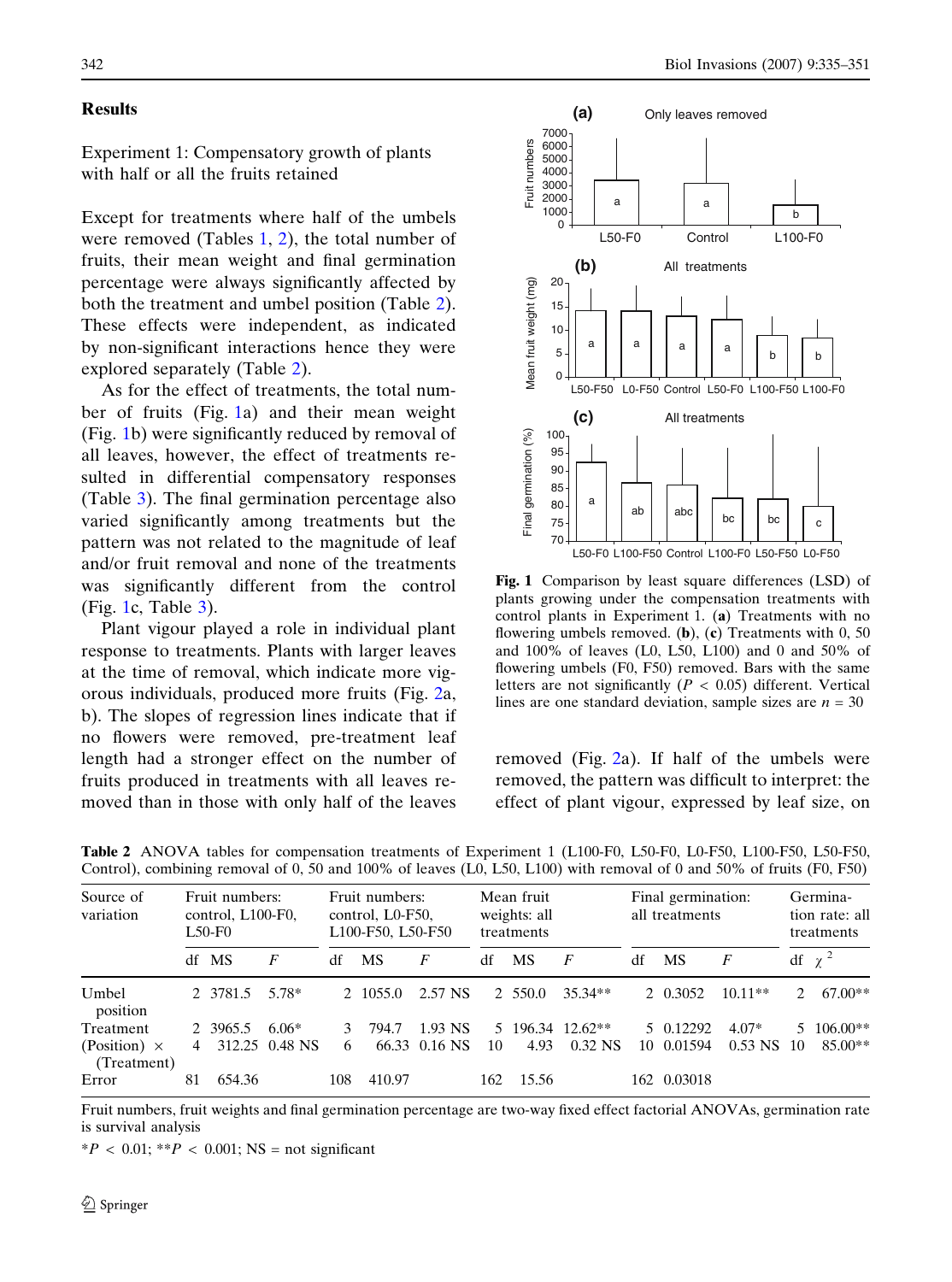## Results

Experiment 1: Compensatory growth of plants with half or all the fruits retained

Except for treatments where half of the umbels were removed (Tables 1, 2), the total number of fruits, their mean weight and final germination percentage were always significantly affected by both the treatment and umbel position (Table 2). These effects were independent, as indicated by non-significant interactions hence they were explored separately (Table 2).

As for the effect of treatments, the total number of fruits (Fig. 1a) and their mean weight (Fig. 1b) were significantly reduced by removal of all leaves, however, the effect of treatments resulted in differential compensatory responses (Table 3). The final germination percentage also varied significantly among treatments but the pattern was not related to the magnitude of leaf and/or fruit removal and none of the treatments was significantly different from the control (Fig. 1c, Table 3).

Plant vigour played a role in individual plant response to treatments. Plants with larger leaves at the time of removal, which indicate more vigorous individuals, produced more fruits (Fig. 2a, b). The slopes of regression lines indicate that if no flowers were removed, pre-treatment leaf length had a stronger effect on the number of fruits produced in treatments with all leaves removed than in those with only half of the leaves removed (Fig. 2a). If half of the umbels were removed, the pattern was difficult to interpret: the effect of plant vigour, expressed by leaf size, on

**Fig. 1** Comparison by least square differences (LSD) of plants growing under the compensation treatments with control plants in Experiment 1. (**a**) Treatments with no flowering umbels removed. (**b**), (**c**) Treatments with 0, 50 and 100% of leaves (L0, L50, L100) and 0 and 50% of flowering umbels (F0, F50) removed. Bars with the same letters are not significantly ($P < 0.05$) different. Vertical lines are one standard deviation, sample sizes are $n = 30$

**Table 2** ANOVA tables for compensation treatments of Experiment 1 (L100-F0, L50-F0, L0-F50, L100-F50, L50-F50, Control), combining removal of 0, 50 and 100% of leaves (L0, L50, L100) with removal of 0 and 50% of fruits (F0, F50)

| Source of variation | Fruit numbers: control, L100-F0, L50-F0 | | | Fruit numbers: control, L0-F50, L100-F50, L50-F50 | | | Mean fruit weights: all treatments | | | Final germination: all treatments | | | Germination rate: all treatments | |
|---|---|---|---|---|---|---|---|---|---|---|---|---|---|---|
| | df | MS | *F* | df | MS | *F* | df | MS | *F* | df | MS | *F* | df | $\chi^2$ |
| Umbel position | 2 | 3781.5 | 5.78* | 2 | 1055.0 | 2.57 NS | 2 | 550.0 | 35.34** | 2 | 0.3052 | 10.11** | 2 | 67.00** |
| Treatment | 2 | 3965.5 | 6.06* | 3 | 794.7 | 1.93 NS | 5 | 196.34 | 12.62** | 5 | 0.12292 | 4.07* | 5 | 106.00** |
| (Position) × (Treatment) | 4 | 312.25 | 0.48 NS | 6 | 66.33 | 0.16 NS | 10 | 4.93 | 0.32 NS | 10 | 0.01594 | 0.53 NS | 10 | 85.00** |
| Error | 81 | 654.36 | | 108 | 410.97 | | 162 | 15.56 | | 162 | 0.03018 | | | |

Fruit numbers, fruit weights and final germination percentage are two-way fixed effect factorial ANOVAs, germination rate is survival analysis

*$P < 0.01$; **$P < 0.001$; NS = not significant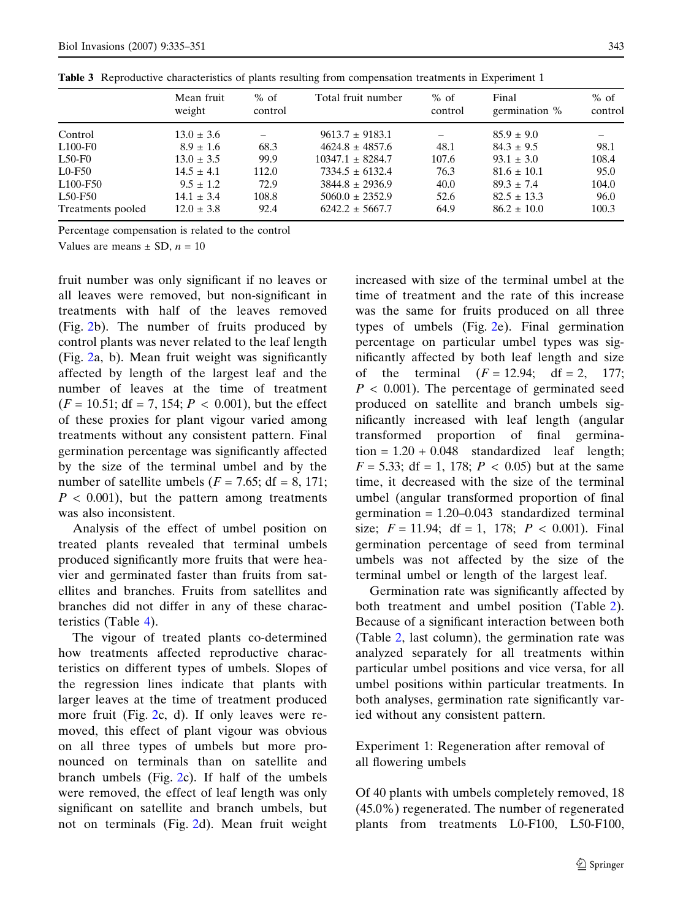**Table 3** Reproductive characteristics of plants resulting from compensation treatments in Experiment 1

| | Mean fruit weight | % of control | Total fruit number | % of control | Final germination % | % of control |
|---|---|---|---|---|---|---|
| Control | 13.0 ± 3.6 | – | 9613.7 ± 9183.1 | – | 85.9 ± 9.0 | – |
| L100-F0 | 8.9 ± 1.6 | 68.3 | 4624.8 ± 4857.6 | 48.1 | 84.3 ± 9.5 | 98.1 |
| L50-F0 | 13.0 ± 3.5 | 99.9 | 10347.1 ± 8284.7 | 107.6 | 93.1 ± 3.0 | 108.4 |
| L0-F50 | 14.5 ± 4.1 | 112.0 | 7334.5 ± 6132.4 | 76.3 | 81.6 ± 10.1 | 95.0 |
| L100-F50 | 9.5 ± 1.2 | 72.9 | 3844.8 ± 2936.9 | 40.0 | 89.3 ± 7.4 | 104.0 |
| L50-F50 | 14.1 ± 3.4 | 108.8 | 5060.0 ± 2352.9 | 52.6 | 82.5 ± 13.3 | 96.0 |
| Treatments pooled | 12.0 ± 3.8 | 92.4 | 6242.2 ± 5667.7 | 64.9 | 86.2 ± 10.0 | 100.3 |

Percentage compensation is related to the control

Values are means ± SD, $n = 10$

fruit number was only significant if no leaves or all leaves were removed, but non-significant in treatments with half of the leaves removed (Fig. 2b). The number of fruits produced by control plants was never related to the leaf length (Fig. 2a, b). Mean fruit weight was significantly affected by length of the largest leaf and the number of leaves at the time of treatment ($F = 10.51$; df = 7, 154; $P < 0.001$), but the effect of these proxies for plant vigour varied among treatments without any consistent pattern. Final germination percentage was significantly affected by the size of the terminal umbel and by the number of satellite umbels ($F = 7.65$; df = 8, 171; $P < 0.001$), but the pattern among treatments was also inconsistent.

Analysis of the effect of umbel position on treated plants revealed that terminal umbels produced significantly more fruits that were heavier and germinated faster than fruits from satellites and branches. Fruits from satellites and branches did not differ in any of these characteristics (Table 4).

The vigour of treated plants co-determined how treatments affected reproductive characteristics on different types of umbels. Slopes of the regression lines indicate that plants with larger leaves at the time of treatment produced more fruit (Fig. 2c, d). If only leaves were removed, this effect of plant vigour was obvious on all three types of umbels but more pronounced on terminals than on satellite and branch umbels (Fig. 2c). If half of the umbels were removed, the effect of leaf length was only significant on satellite and branch umbels, but not on terminals (Fig. 2d). Mean fruit weight increased with size of the terminal umbel at the time of treatment and the rate of this increase was the same for fruits produced on all three types of umbels (Fig. 2e). Final germination percentage on particular umbel types was significantly affected by both leaf length and size of the terminal ($F = 12.94$; df = 2, 177; $P < 0.001$). The percentage of germinated seed produced on satellite and branch umbels significantly increased with leaf length (angular transformed proportion of final germination = 1.20 + 0.048 standardized leaf length; $F = 5.33$; df = 1, 178; $P < 0.05$) but at the same time, it decreased with the size of the terminal umbel (angular transformed proportion of final germination = 1.20–0.043 standardized terminal size; $F = 11.94$; df = 1, 178; $P < 0.001$). Final germination percentage of seed from terminal umbels was not affected by the size of the terminal umbel or length of the largest leaf.

Germination rate was significantly affected by both treatment and umbel position (Table 2). Because of a significant interaction between both (Table 2, last column), the germination rate was analyzed separately for all treatments within particular umbel positions and vice versa, for all umbel positions within particular treatments. In both analyses, germination rate significantly varied without any consistent pattern.

## Experiment 1: Regeneration after removal of all flowering umbels

Of 40 plants with umbels completely removed, 18 (45.0%) regenerated. The number of regenerated plants from treatments L0-F100, L50-F100,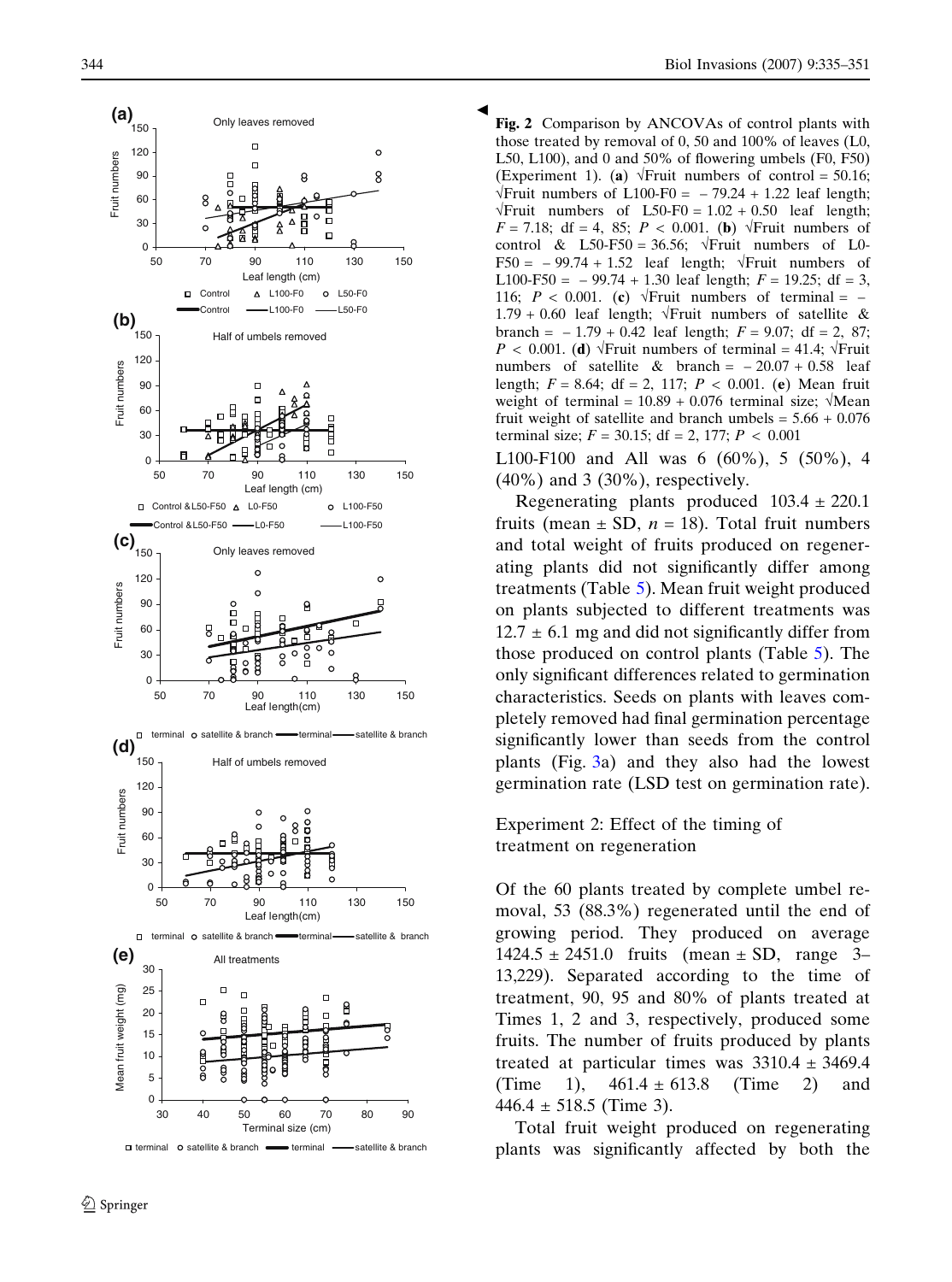**Fig. 2** Comparison by ANCOVAs of control plants with those treated by removal of 0, 50 and 100% of leaves (L0, L50, L100), and 0 and 50% of flowering umbels (F0, F50) (Experiment 1). (**a**) $\sqrt{}$Fruit numbers of control = 50.16; $\sqrt{}$Fruit numbers of L100-F0 = − 79.24 + 1.22 leaf length; $\sqrt{}$Fruit numbers of L50-F0 = 1.02 + 0.50 leaf length; $F = 7.18$; df = 4, 85; $P < 0.001$. (**b**) $\sqrt{}$Fruit numbers of control & L50-F50 = 36.56; $\sqrt{}$Fruit numbers of L0-F50 = − 99.74 + 1.52 leaf length; $\sqrt{}$Fruit numbers of L100-F50 = − 99.74 + 1.30 leaf length; $F = 19.25$; df = 3, 116; $P < 0.001$. (**c**) $\sqrt{}$Fruit numbers of terminal = −1.79 + 0.60 leaf length; $\sqrt{}$Fruit numbers of satellite & branch = − 1.79 + 0.42 leaf length; $F = 9.07$; df = 2, 87; $P < 0.001$. (**d**) $\sqrt{}$Fruit numbers of terminal = 41.4; $\sqrt{}$Fruit numbers of satellite & branch = − 20.07 + 0.58 leaf length; $F = 8.64$; df = 2, 117; $P < 0.001$. (**e**) Mean fruit weight of terminal = 10.89 + 0.076 terminal size; $\sqrt{}$Mean fruit weight of satellite and branch umbels = 5.66 + 0.076 terminal size; $F = 30.15$; df = 2, 177; $P < 0.001$

L100-F100 and All was 6 (60%), 5 (50%), 4 (40%) and 3 (30%), respectively.

Regenerating plants produced 103.4 ± 220.1 fruits (mean ± SD, $n = 18$). Total fruit numbers and total weight of fruits produced on regenerating plants did not significantly differ among treatments (Table 5). Mean fruit weight produced on plants subjected to different treatments was 12.7 ± 6.1 mg and did not significantly differ from those produced on control plants (Table 5). The only significant differences related to germination characteristics. Seeds on plants with leaves completely removed had final germination percentage significantly lower than seeds from the control plants (Fig. 3a) and they also had the lowest germination rate (LSD test on germination rate).

## Experiment 2: Effect of the timing of treatment on regeneration

Of the 60 plants treated by complete umbel removal, 53 (88.3%) regenerated until the end of growing period. They produced on average 1424.5 ± 2451.0 fruits (mean ± SD, range 3–13,229). Separated according to the time of treatment, 90, 95 and 80% of plants treated at Times 1, 2 and 3, respectively, produced some fruits. The number of fruits produced by plants treated at particular times was 3310.4 ± 3469.4 (Time 1), 461.4 ± 613.8 (Time 2) and 446.4 ± 518.5 (Time 3).

Total fruit weight produced on regenerating plants was significantly affected by both the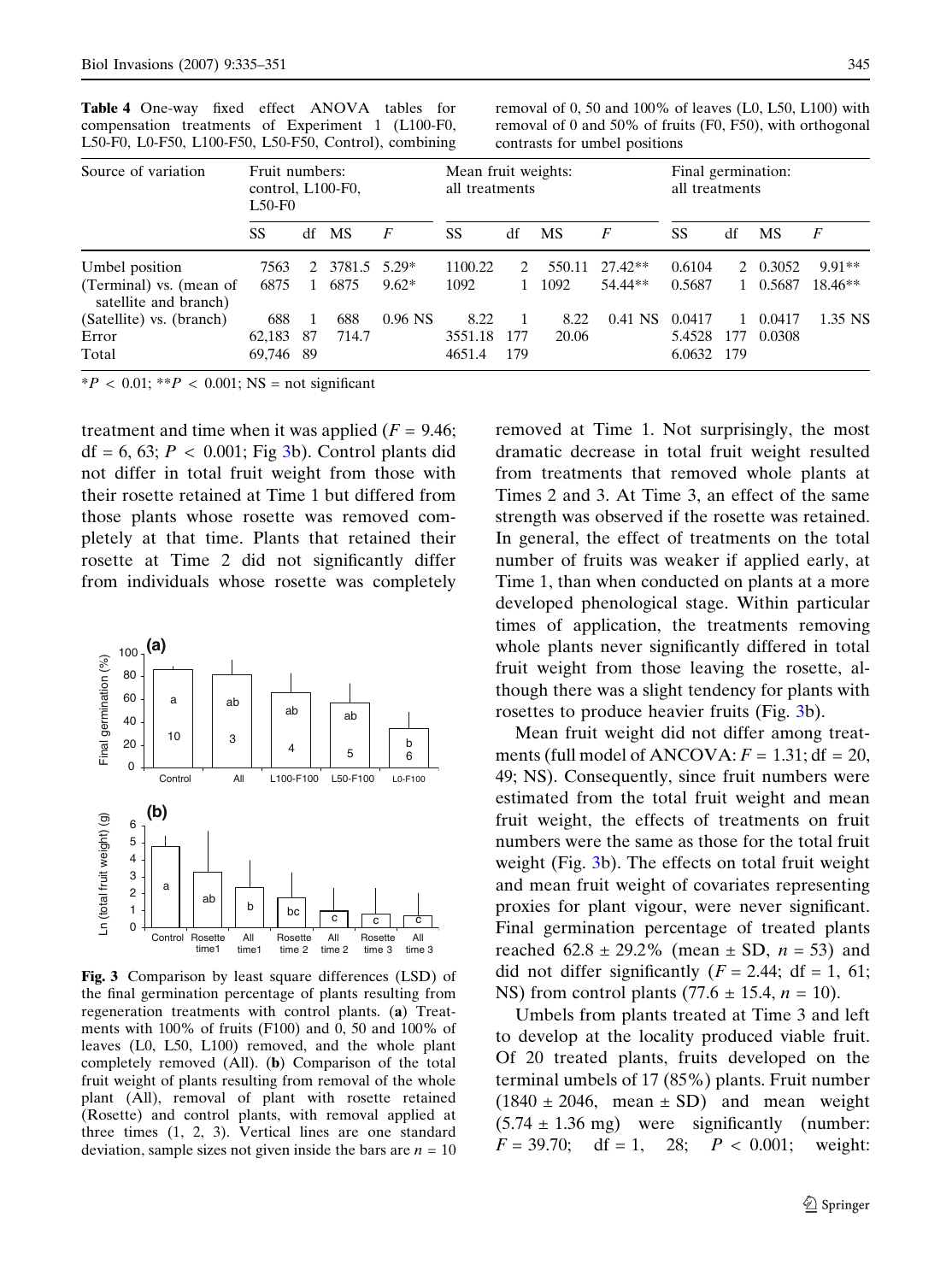**Table 4** One-way fixed effect ANOVA tables for compensation treatments of Experiment 1 (L100-F0, L50-F0, L0-F50, L100-F50, L50-F50, Control), combining removal of 0, 50 and 100% of leaves (L0, L50, L100) with removal of 0 and 50% of fruits (F0, F50), with orthogonal contrasts for umbel positions

| Source of variation | Fruit numbers: control, L100-F0, L50-F0 | | | | Mean fruit weights: all treatments | | | | Final germination: all treatments | | | |
|---|---|---|---|---|---|---|---|---|---|---|---|---|
| | SS | df | MS | $F$ | SS | df | MS | $F$ | SS | df | MS | $F$ |
| Umbel position | 7563 | 2 | 3781.5 | 5.29* | 1100.22 | 2 | 550.11 | 27.42** | 0.6104 | 2 | 0.3052 | 9.91** |
| (Terminal) vs. (mean of satellite and branch) | 6875 | 1 | 6875 | 9.62* | 1092 | 1 | 1092 | 54.44** | 0.5687 | 1 | 0.5687 | 18.46** |
| (Satellite) vs. (branch) | 688 | 1 | 688 | 0.96 NS | 8.22 | 1 | 8.22 | 0.41 NS | 0.0417 | 1 | 0.0417 | 1.35 NS |
| Error | 62,183 | 87 | 714.7 | | 3551.18 | 177 | 20.06 | | 5.4528 | 177 | 0.0308 | |
| Total | 69,746 | 89 | | | 4651.4 | 179 | | | 6.0632 | 179 | | |

*$P < 0.01$; **$P < 0.001$; NS = not significant

treatment and time when it was applied ($F = 9.46$; df = 6, 63; $P < 0.001$; Fig 3b). Control plants did not differ in total fruit weight from those with their rosette retained at Time 1 but differed from those plants whose rosette was removed completely at that time. Plants that retained their rosette at Time 2 did not significantly differ from individuals whose rosette was completely removed at Time 1. Not surprisingly, the most dramatic decrease in total fruit weight resulted from treatments that removed whole plants at Times 2 and 3. At Time 3, an effect of the same strength was observed if the rosette was retained. In general, the effect of treatments on the total number of fruits was weaker if applied early, at Time 1, than when conducted on plants at a more developed phenological stage. Within particular times of application, the treatments removing whole plants never significantly differed in total fruit weight from those leaving the rosette, although there was a slight tendency for plants with rosettes to produce heavier fruits (Fig. 3b).

**Fig. 3** Comparison by least square differences (LSD) of the final germination percentage of plants resulting from regeneration treatments with control plants. (**a**) Treatments with 100% of fruits (F100) and 0, 50 and 100% of leaves (L0, L50, L100) removed, and the whole plant completely removed (All). (**b**) Comparison of the total fruit weight of plants resulting from removal of the whole plant (All), removal of plant with rosette retained (Rosette) and control plants, with removal applied at three times (1, 2, 3). Vertical lines are one standard deviation, sample sizes not given inside the bars are $n = 10$

Mean fruit weight did not differ among treatments (full model of ANCOVA: $F = 1.31$; df = 20, 49; NS). Consequently, since fruit numbers were estimated from the total fruit weight and mean fruit weight, the effects of treatments on fruit numbers were the same as those for the total fruit weight (Fig. 3b). The effects on total fruit weight and mean fruit weight of covariates representing proxies for plant vigour, were never significant. Final germination percentage of treated plants reached $62.8 \pm 29.2\%$ (mean ± SD, $n = 53$) and did not differ significantly ($F = 2.44$; df = 1, 61; NS) from control plants ($77.6 \pm 15.4$, $n = 10$).

Umbels from plants treated at Time 3 and left to develop at the locality produced viable fruit. Of 20 treated plants, fruits developed on the terminal umbels of 17 (85%) plants. Fruit number ($1840 \pm 2046$, mean ± SD) and mean weight ($5.74 \pm 1.36$ mg) were significantly (number: $F = 39.70$; df = 1, 28; $P < 0.001$; weight: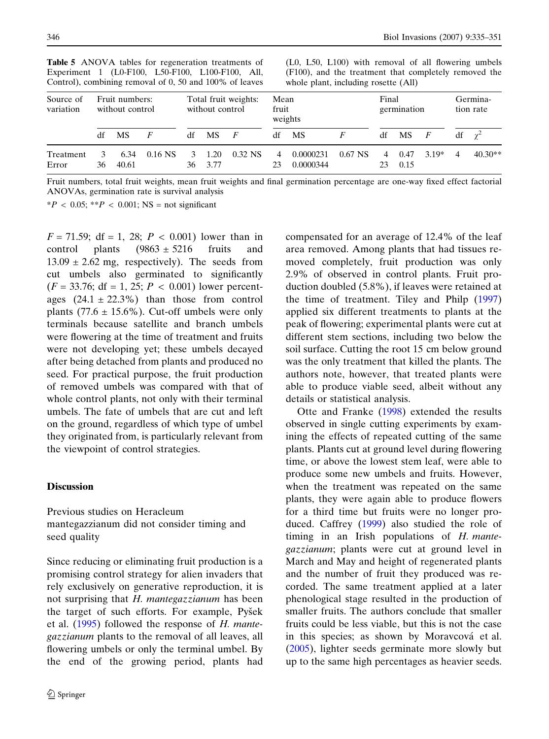**Table 5** ANOVA tables for regeneration treatments of Experiment 1 (L0-F100, L50-F100, L100-F100, All, Control), combining removal of 0, 50 and 100% of leaves (L0, L50, L100) with removal of all flowering umbels (F100), and the treatment that completely removed the whole plant, including rosette (All)

| Source of variation | Fruit numbers: without control | | | Total fruit weights: without control | | | Mean fruit weights | | | Final germination | | | Germination rate | |
|---|---|---|---|---|---|---|---|---|---|---|---|---|---|---|
| | df | MS | $F$ | df | MS | $F$ | df | MS | $F$ | df | MS | $F$ | df | $\chi^2$ |
| Treatment | 3 | 6.34 | 0.16 NS | 3 | 1.20 | 0.32 NS | 4 | 0.0000231 | 0.67 NS | 4 | 0.47 | 3.19* | 4 | 40.30** |
| Error | 36 | 40.61 | | 36 | 3.77 | | 23 | 0.0000344 | | 23 | 0.15 | | | |

Fruit numbers, total fruit weights, mean fruit weights and final germination percentage are one-way fixed effect factorial ANOVAs, germination rate is survival analysis

*$P < 0.05$; **$P < 0.001$; NS = not significant

$F = 71.59$; df = 1, 28; $P < 0.001$) lower than in control plants (9863 ± 5216 fruits and 13.09 ± 2.62 mg, respectively). The seeds from cut umbels also germinated to significantly ($F = 33.76$; df = 1, 25; $P < 0.001$) lower percentages (24.1 ± 22.3%) than those from control plants (77.6 ± 15.6%). Cut-off umbels were only terminals because satellite and branch umbels were flowering at the time of treatment and fruits were not developing yet; these umbels decayed after being detached from plants and produced no seed. For practical purpose, the fruit production of removed umbels was compared with that of whole control plants, not only with their terminal umbels. The fate of umbels that are cut and left on the ground, regardless of which type of umbel they originated from, is particularly relevant from the viewpoint of control strategies.

## Discussion

### Previous studies on Heracleum mantegazzianum did not consider timing and seed quality

Since reducing or eliminating fruit production is a promising control strategy for alien invaders that rely exclusively on generative reproduction, it is not surprising that *H. mantegazzianum* has been the target of such efforts. For example, Pyšek et al. (1995) followed the response of *H. mantegazzianum* plants to the removal of all leaves, all flowering umbels or only the terminal umbel. By the end of the growing period, plants had compensated for an average of 12.4% of the leaf area removed. Among plants that had tissues removed completely, fruit production was only 2.9% of observed in control plants. Fruit production doubled (5.8%), if leaves were retained at the time of treatment. Tiley and Philp (1997) applied six different treatments to plants at the peak of flowering; experimental plants were cut at different stem sections, including two below the soil surface. Cutting the root 15 cm below ground was the only treatment that killed the plants. The authors note, however, that treated plants were able to produce viable seed, albeit without any details or statistical analysis.

Otte and Franke (1998) extended the results observed in single cutting experiments by examining the effects of repeated cutting of the same plants. Plants cut at ground level during flowering time, or above the lowest stem leaf, were able to produce some new umbels and fruits. However, when the treatment was repeated on the same plants, they were again able to produce flowers for a third time but fruits were no longer produced. Caffrey (1999) also studied the role of timing in an Irish populations of *H. mantegazzianum*; plants were cut at ground level in March and May and height of regenerated plants and the number of fruit they produced was recorded. The same treatment applied at a later phenological stage resulted in the production of smaller fruits. The authors conclude that smaller fruits could be less viable, but this is not the case in this species; as shown by Moravcová et al. (2005), lighter seeds germinate more slowly but up to the same high percentages as heavier seeds.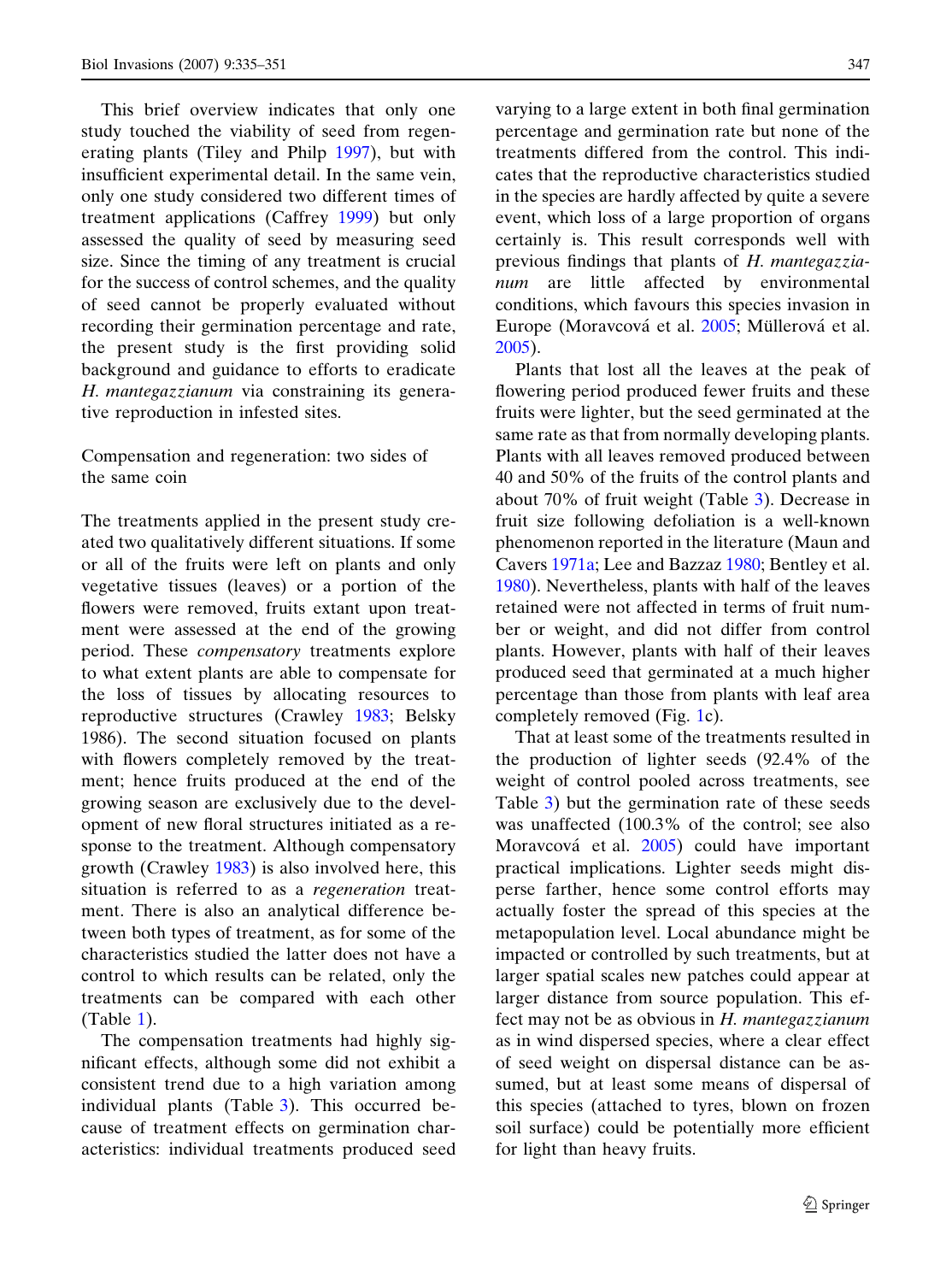This brief overview indicates that only one study touched the viability of seed from regenerating plants (Tiley and Philp 1997), but with insufficient experimental detail. In the same vein, only one study considered two different times of treatment applications (Caffrey 1999) but only assessed the quality of seed by measuring seed size. Since the timing of any treatment is crucial for the success of control schemes, and the quality of seed cannot be properly evaluated without recording their germination percentage and rate, the present study is the first providing solid background and guidance to efforts to eradicate *H. mantegazzianum* via constraining its generative reproduction in infested sites.

## Compensation and regeneration: two sides of the same coin

The treatments applied in the present study created two qualitatively different situations. If some or all of the fruits were left on plants and only vegetative tissues (leaves) or a portion of the flowers were removed, fruits extant upon treatment were assessed at the end of the growing period. These *compensatory* treatments explore to what extent plants are able to compensate for the loss of tissues by allocating resources to reproductive structures (Crawley 1983; Belsky 1986). The second situation focused on plants with flowers completely removed by the treatment; hence fruits produced at the end of the growing season are exclusively due to the development of new floral structures initiated as a response to the treatment. Although compensatory growth (Crawley 1983) is also involved here, this situation is referred to as a *regeneration* treatment. There is also an analytical difference between both types of treatment, as for some of the characteristics studied the latter does not have a control to which results can be related, only the treatments can be compared with each other (Table 1).

The compensation treatments had highly significant effects, although some did not exhibit a consistent trend due to a high variation among individual plants (Table 3). This occurred because of treatment effects on germination characteristics: individual treatments produced seed varying to a large extent in both final germination percentage and germination rate but none of the treatments differed from the control. This indicates that the reproductive characteristics studied in the species are hardly affected by quite a severe event, which loss of a large proportion of organs certainly is. This result corresponds well with previous findings that plants of *H. mantegazzianum* are little affected by environmental conditions, which favours this species invasion in Europe (Moravcová et al. 2005; Müllerová et al. 2005).

Plants that lost all the leaves at the peak of flowering period produced fewer fruits and these fruits were lighter, but the seed germinated at the same rate as that from normally developing plants. Plants with all leaves removed produced between 40 and 50% of the fruits of the control plants and about 70% of fruit weight (Table 3). Decrease in fruit size following defoliation is a well-known phenomenon reported in the literature (Maun and Cavers 1971a; Lee and Bazzaz 1980; Bentley et al. 1980). Nevertheless, plants with half of the leaves retained were not affected in terms of fruit number or weight, and did not differ from control plants. However, plants with half of their leaves produced seed that germinated at a much higher percentage than those from plants with leaf area completely removed (Fig. 1c).

That at least some of the treatments resulted in the production of lighter seeds (92.4% of the weight of control pooled across treatments, see Table 3) but the germination rate of these seeds was unaffected (100.3% of the control; see also Moravcová et al. 2005) could have important practical implications. Lighter seeds might disperse farther, hence some control efforts may actually foster the spread of this species at the metapopulation level. Local abundance might be impacted or controlled by such treatments, but at larger spatial scales new patches could appear at larger distance from source population. This effect may not be as obvious in *H. mantegazzianum* as in wind dispersed species, where a clear effect of seed weight on dispersal distance can be assumed, but at least some means of dispersal of this species (attached to tyres, blown on frozen soil surface) could be potentially more efficient for light than heavy fruits.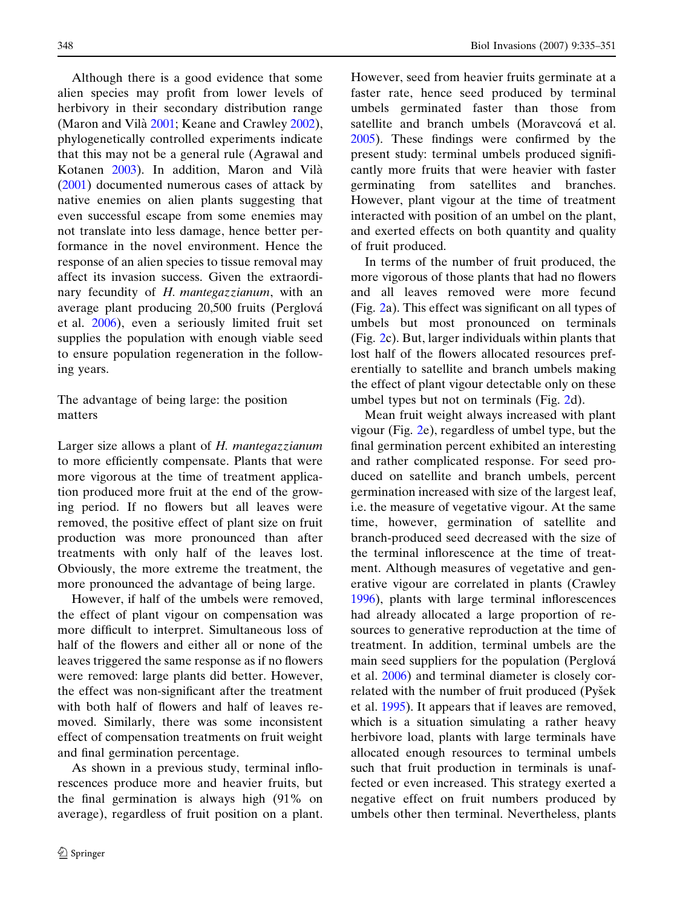Although there is a good evidence that some alien species may profit from lower levels of herbivory in their secondary distribution range (Maron and Vilà 2001; Keane and Crawley 2002), phylogenetically controlled experiments indicate that this may not be a general rule (Agrawal and Kotanen 2003). In addition, Maron and Vilà (2001) documented numerous cases of attack by native enemies on alien plants suggesting that even successful escape from some enemies may not translate into less damage, hence better performance in the novel environment. Hence the response of an alien species to tissue removal may affect its invasion success. Given the extraordinary fecundity of *H. mantegazzianum*, with an average plant producing 20,500 fruits (Perglová et al. 2006), even a seriously limited fruit set supplies the population with enough viable seed to ensure population regeneration in the following years.

## The advantage of being large: the position matters

Larger size allows a plant of *H. mantegazzianum* to more efficiently compensate. Plants that were more vigorous at the time of treatment application produced more fruit at the end of the growing period. If no flowers but all leaves were removed, the positive effect of plant size on fruit production was more pronounced than after treatments with only half of the leaves lost. Obviously, the more extreme the treatment, the more pronounced the advantage of being large.

However, if half of the umbels were removed, the effect of plant vigour on compensation was more difficult to interpret. Simultaneous loss of half of the flowers and either all or none of the leaves triggered the same response as if no flowers were removed: large plants did better. However, the effect was non-significant after the treatment with both half of flowers and half of leaves removed. Similarly, there was some inconsistent effect of compensation treatments on fruit weight and final germination percentage.

As shown in a previous study, terminal inflorescences produce more and heavier fruits, but the final germination is always high (91% on average), regardless of fruit position on a plant. However, seed from heavier fruits germinate at a faster rate, hence seed produced by terminal umbels germinated faster than those from satellite and branch umbels (Moravcová et al. 2005). These findings were confirmed by the present study: terminal umbels produced significantly more fruits that were heavier with faster germinating from satellites and branches. However, plant vigour at the time of treatment interacted with position of an umbel on the plant, and exerted effects on both quantity and quality of fruit produced.

In terms of the number of fruit produced, the more vigorous of those plants that had no flowers and all leaves removed were more fecund (Fig. 2a). This effect was significant on all types of umbels but most pronounced on terminals (Fig. 2c). But, larger individuals within plants that lost half of the flowers allocated resources preferentially to satellite and branch umbels making the effect of plant vigour detectable only on these umbel types but not on terminals (Fig. 2d).

Mean fruit weight always increased with plant vigour (Fig. 2e), regardless of umbel type, but the final germination percent exhibited an interesting and rather complicated response. For seed produced on satellite and branch umbels, percent germination increased with size of the largest leaf, i.e. the measure of vegetative vigour. At the same time, however, germination of satellite and branch-produced seed decreased with the size of the terminal inflorescence at the time of treatment. Although measures of vegetative and generative vigour are correlated in plants (Crawley 1996), plants with large terminal inflorescences had already allocated a large proportion of resources to generative reproduction at the time of treatment. In addition, terminal umbels are the main seed suppliers for the population (Perglová et al. 2006) and terminal diameter is closely correlated with the number of fruit produced (Pyšek et al. 1995). It appears that if leaves are removed, which is a situation simulating a rather heavy herbivore load, plants with large terminals have allocated enough resources to terminal umbels such that fruit production in terminals is unaffected or even increased. This strategy exerted a negative effect on fruit numbers produced by umbels other then terminal. Nevertheless, plants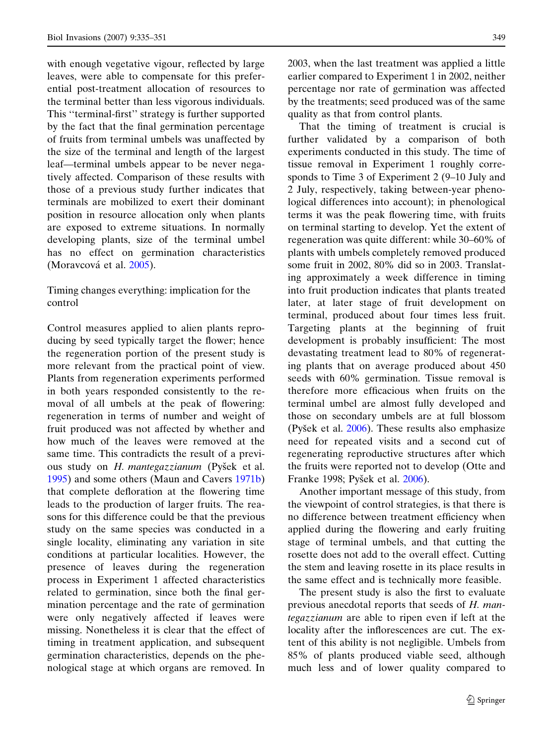with enough vegetative vigour, reflected by large leaves, were able to compensate for this preferential post-treatment allocation of resources to the terminal better than less vigorous individuals. This ''terminal-first'' strategy is further supported by the fact that the final germination percentage of fruits from terminal umbels was unaffected by the size of the terminal and length of the largest leaf—terminal umbels appear to be never negatively affected. Comparison of these results with those of a previous study further indicates that terminals are mobilized to exert their dominant position in resource allocation only when plants are exposed to extreme situations. In normally developing plants, size of the terminal umbel has no effect on germination characteristics (Moravcová et al. 2005).

## Timing changes everything: implication for the control

Control measures applied to alien plants reproducing by seed typically target the flower; hence the regeneration portion of the present study is more relevant from the practical point of view. Plants from regeneration experiments performed in both years responded consistently to the removal of all umbels at the peak of flowering: regeneration in terms of number and weight of fruit produced was not affected by whether and how much of the leaves were removed at the same time. This contradicts the result of a previous study on *H. mantegazzianum* (Pyšek et al. 1995) and some others (Maun and Cavers 1971b) that complete defloration at the flowering time leads to the production of larger fruits. The reasons for this difference could be that the previous study on the same species was conducted in a single locality, eliminating any variation in site conditions at particular localities. However, the presence of leaves during the regeneration process in Experiment 1 affected characteristics related to germination, since both the final germination percentage and the rate of germination were only negatively affected if leaves were missing. Nonetheless it is clear that the effect of timing in treatment application, and subsequent germination characteristics, depends on the phenological stage at which organs are removed. In 2003, when the last treatment was applied a little earlier compared to Experiment 1 in 2002, neither percentage nor rate of germination was affected by the treatments; seed produced was of the same quality as that from control plants.

That the timing of treatment is crucial is further validated by a comparison of both experiments conducted in this study. The time of tissue removal in Experiment 1 roughly corresponds to Time 3 of Experiment 2 (9–10 July and 2 July, respectively, taking between-year phenological differences into account); in phenological terms it was the peak flowering time, with fruits on terminal starting to develop. Yet the extent of regeneration was quite different: while 30–60% of plants with umbels completely removed produced some fruit in 2002, 80% did so in 2003. Translating approximately a week difference in timing into fruit production indicates that plants treated later, at later stage of fruit development on terminal, produced about four times less fruit. Targeting plants at the beginning of fruit development is probably insufficient: The most devastating treatment lead to 80% of regenerating plants that on average produced about 450 seeds with 60% germination. Tissue removal is therefore more efficacious when fruits on the terminal umbel are almost fully developed and those on secondary umbels are at full blossom (Pyšek et al. 2006). These results also emphasize need for repeated visits and a second cut of regenerating reproductive structures after which the fruits were reported not to develop (Otte and Franke 1998; Pyšek et al. 2006).

Another important message of this study, from the viewpoint of control strategies, is that there is no difference between treatment efficiency when applied during the flowering and early fruiting stage of terminal umbels, and that cutting the rosette does not add to the overall effect. Cutting the stem and leaving rosette in its place results in the same effect and is technically more feasible.

The present study is also the first to evaluate previous anecdotal reports that seeds of *H. mantegazzianum* are able to ripen even if left at the locality after the inflorescences are cut. The extent of this ability is not negligible. Umbels from 85% of plants produced viable seed, although much less and of lower quality compared to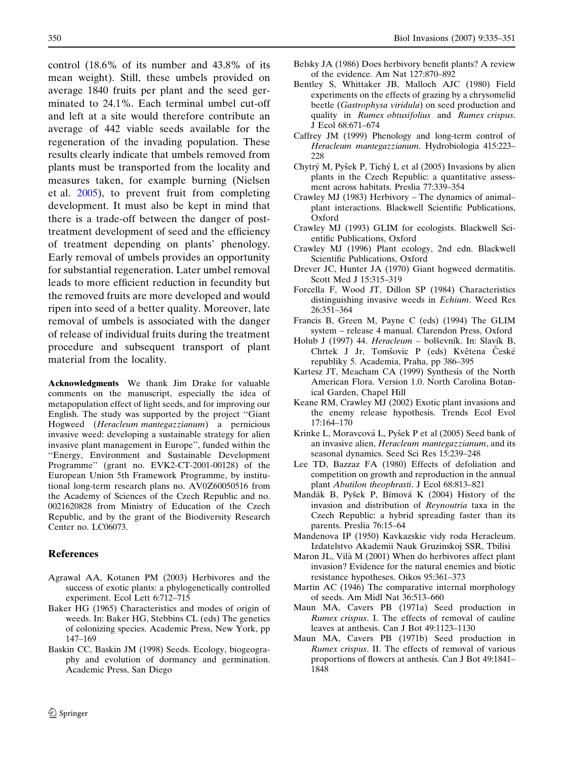control (18.6% of its number and 43.8% of its mean weight). Still, these umbels provided on average 1840 fruits per plant and the seed germinated to 24.1%. Each terminal umbel cut-off and left at a site would therefore contribute an average of 442 viable seeds available for the regeneration of the invading population. These results clearly indicate that umbels removed from plants must be transported from the locality and measures taken, for example burning (Nielsen et al. 2005), to prevent fruit from completing development. It must also be kept in mind that there is a trade-off between the danger of post-treatment development of seed and the efficiency of treatment depending on plants' phenology. Early removal of umbels provides an opportunity for substantial regeneration. Later umbel removal leads to more efficient reduction in fecundity but the removed fruits are more developed and would ripen into seed of a better quality. Moreover, late removal of umbels is associated with the danger of release of individual fruits during the treatment procedure and subsequent transport of plant material from the locality.

**Acknowledgments** We thank Jim Drake for valuable comments on the manuscript, especially the idea of metapopulation effect of light seeds, and for improving our English. The study was supported by the project ''Giant Hogweed (*Heracleum mantegazzianum*) a pernicious invasive weed: developing a sustainable strategy for alien invasive plant management in Europe'', funded within the ''Energy, Environment and Sustainable Development Programme'' (grant no. EVK2-CT-2001-00128) of the European Union 5th Framework Programme, by institutional long-term research plans no. AV0Z60050516 from the Academy of Sciences of the Czech Republic and no. 0021620828 from Ministry of Education of the Czech Republic, and by the grant of the Biodiversity Research Center no. LC06073.

## References

- Agrawal AA, Kotanen PM (2003) Herbivores and the success of exotic plants: a phylogenetically controlled experiment. Ecol Lett 6:712–715
- Baker HG (1965) Characteristics and modes of origin of weeds. In: Baker HG, Stebbins CL (eds) The genetics of colonizing species. Academic Press, New York, pp 147–169
- Baskin CC, Baskin JM (1998) Seeds. Ecology, biogeography and evolution of dormancy and germination. Academic Press, San Diego
- Belsky JA (1986) Does herbivory benefit plants? A review of the evidence. Am Nat 127:870–892
- Bentley S, Whittaker JB, Malloch AJC (1980) Field experiments on the effects of grazing by a chrysomelid beetle (*Gastrophysa viridula*) on seed production and quality in *Rumex obtusifolius* and *Rumex crispus*. J Ecol 68:671–674
- Caffrey JM (1999) Phenology and long-term control of *Heracleum mantegazzianum*. Hydrobiologia 415:223–228
- Chytrý M, Pyšek P, Tichý L et al (2005) Invasions by alien plants in the Czech Republic: a quantitative assessment across habitats. Preslia 77:339–354
- Crawley MJ (1983) Herbivory – The dynamics of animal–plant interactions. Blackwell Scientific Publications, Oxford
- Crawley MJ (1993) GLIM for ecologists. Blackwell Scientific Publications, Oxford
- Crawley MJ (1996) Plant ecology, 2nd edn. Blackwell Scientific Publications, Oxford
- Drever JC, Hunter JA (1970) Giant hogweed dermatitis. Scott Med J 15:315–319
- Forcella F, Wood JT, Dillon SP (1984) Characteristics distinguishing invasive weeds in *Echium*. Weed Res 26:351–364
- Francis B, Green M, Payne C (eds) (1994) The GLIM system – release 4 manual. Clarendon Press, Oxford
- Holub J (1997) 44. *Heracleum* – bolševník. In: Slavík B, Chrtek J Jr, Tomšovic P (eds) Květena České republiky 5. Academia, Praha, pp 386–395
- Kartesz JT, Meacham CA (1999) Synthesis of the North American Flora. Version 1.0. North Carolina Botanical Garden, Chapel Hill
- Keane RM, Crawley MJ (2002) Exotic plant invasions and the enemy release hypothesis. Trends Ecol Evol 17:164–170
- Krinke L, Moravcová L, Pyšek P et al (2005) Seed bank of an invasive alien, *Heracleum mantegazzianum*, and its seasonal dynamics. Seed Sci Res 15:239–248
- Lee TD, Bazzaz FA (1980) Effects of defoliation and competition on growth and reproduction in the annual plant *Abutilon theophrasti*. J Ecol 68:813–821
- Mandák B, Pyšek P, Bímová K (2004) History of the invasion and distribution of *Reynoutria* taxa in the Czech Republic: a hybrid spreading faster than its parents. Preslia 76:15–64
- Mandenova IP (1950) Kavkazskie vidy roda Heracleum. Izdatelstvo Akademii Nauk Gruzinskoj SSR, Tbilisi
- Maron JL, Vilà M (2001) When do herbivores affect plant invasion? Evidence for the natural enemies and biotic resistance hypotheses. Oikos 95:361–373
- Martin AC (1946) The comparative internal morphology of seeds. Am Midl Nat 36:513–660
- Maun MA, Cavers PB (1971a) Seed production in *Rumex crispus*. I. The effects of removal of cauline leaves at anthesis. Can J Bot 49:1123–1130
- Maun MA, Cavers PB (1971b) Seed production in *Rumex crispus*. II. The effects of removal of various proportions of flowers at anthesis. Can J Bot 49:1841–1848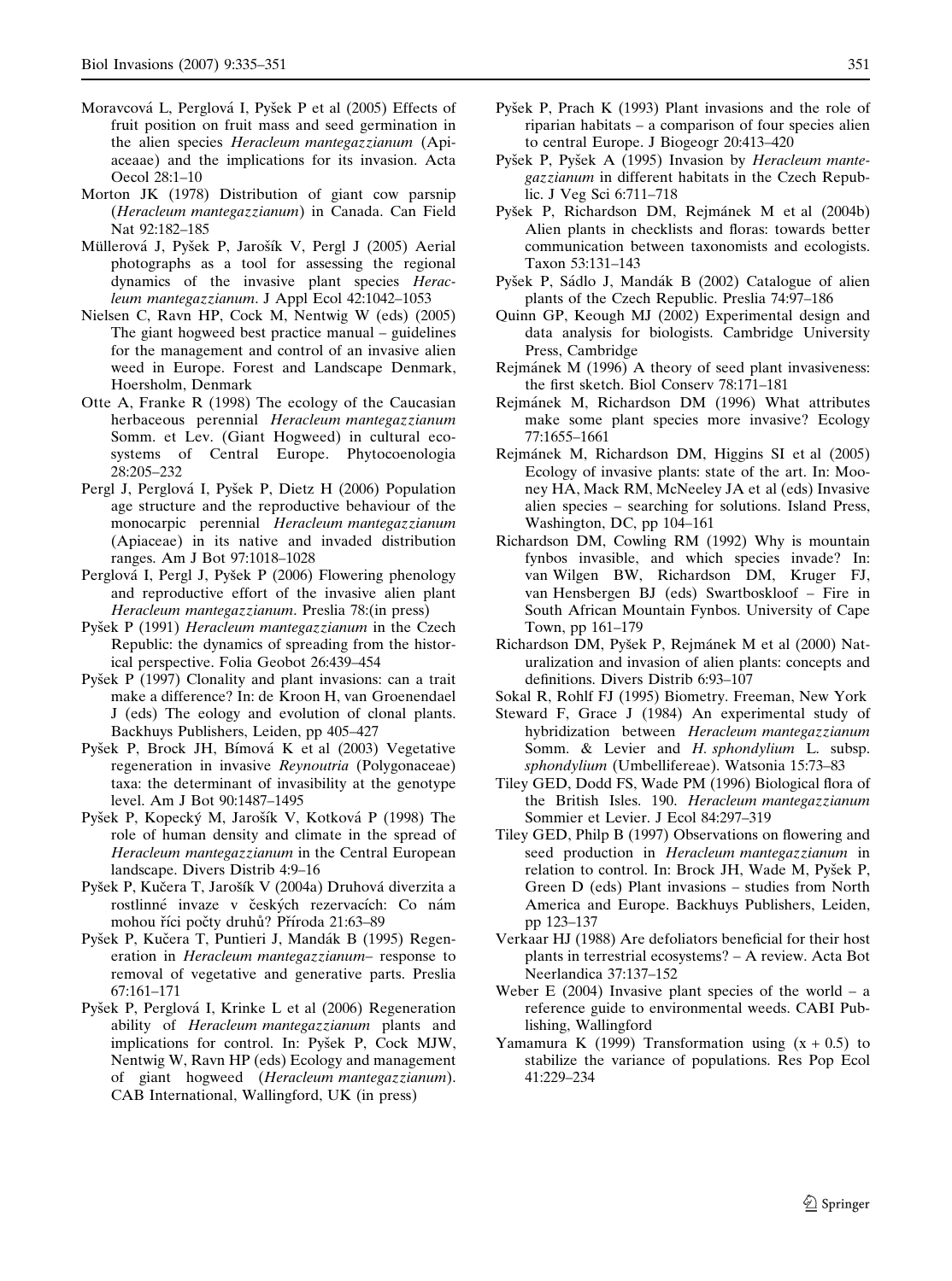Moravcová L, Perglová I, Pyšek P et al (2005) Effects of fruit position on fruit mass and seed germination in the alien species *Heracleum mantegazzianum* (Apiaceae) and the implications for its invasion. Acta Oecol 28:1–10

Morton JK (1978) Distribution of giant cow parsnip (*Heracleum mantegazzianum*) in Canada. Can Field Nat 92:182–185

Müllerová J, Pyšek P, Jarošík V, Pergl J (2005) Aerial photographs as a tool for assessing the regional dynamics of the invasive plant species *Heracleum mantegazzianum*. J Appl Ecol 42:1042–1053

Nielsen C, Ravn HP, Cock M, Nentwig W (eds) (2005) The giant hogweed best practice manual – guidelines for the management and control of an invasive alien weed in Europe. Forest and Landscape Denmark, Hoersholm, Denmark

Otte A, Franke R (1998) The ecology of the Caucasian herbaceous perennial *Heracleum mantegazzianum* Somm. et Lev. (Giant Hogweed) in cultural ecosystems of Central Europe. Phytocoenologia 28:205–232

Pergl J, Perglová I, Pyšek P, Dietz H (2006) Population age structure and the reproductive behaviour of the monocarpic perennial *Heracleum mantegazzianum* (Apiaceae) in its native and invaded distribution ranges. Am J Bot 97:1018–1028

Perglová I, Pergl J, Pyšek P (2006) Flowering phenology and reproductive effort of the invasive alien plant *Heracleum mantegazzianum*. Preslia 78:(in press)

Pyšek P (1991) *Heracleum mantegazzianum* in the Czech Republic: the dynamics of spreading from the historical perspective. Folia Geobot 26:439–454

Pyšek P (1997) Clonality and plant invasions: can a trait make a difference? In: de Kroon H, van Groenendael J (eds) The eology and evolution of clonal plants. Backhuys Publishers, Leiden, pp 405–427

Pyšek P, Brock JH, Bímová K et al (2003) Vegetative regeneration in invasive *Reynoutria* (Polygonaceae) taxa: the determinant of invasibility at the genotype level. Am J Bot 90:1487–1495

Pyšek P, Kopecký M, Jarošík V, Kotková P (1998) The role of human density and climate in the spread of *Heracleum mantegazzianum* in the Central European landscape. Divers Distrib 4:9–16

Pyšek P, Kučera T, Jarošík V (2004a) Druhová diverzita a rostlinné invaze v českých rezervacích: Co nám mohou říci počty druhů? Příroda 21:63–89

Pyšek P, Kučera T, Puntieri J, Mandák B (1995) Regeneration in *Heracleum mantegazzianum*– response to removal of vegetative and generative parts. Preslia 67:161–171

Pyšek P, Perglová I, Krinke L et al (2006) Regeneration ability of *Heracleum mantegazzianum* plants and implications for control. In: Pyšek P, Cock MJW, Nentwig W, Ravn HP (eds) Ecology and management of giant hogweed (*Heracleum mantegazzianum*). CAB International, Wallingford, UK (in press)

Pyšek P, Prach K (1993) Plant invasions and the role of riparian habitats – a comparison of four species alien to central Europe. J Biogeogr 20:413–420

Pyšek P, Pyšek A (1995) Invasion by *Heracleum mantegazzianum* in different habitats in the Czech Republic. J Veg Sci 6:711–718

Pyšek P, Richardson DM, Rejmánek M et al (2004b) Alien plants in checklists and floras: towards better communication between taxonomists and ecologists. Taxon 53:131–143

Pyšek P, Sádlo J, Mandák B (2002) Catalogue of alien plants of the Czech Republic. Preslia 74:97–186

Quinn GP, Keough MJ (2002) Experimental design and data analysis for biologists. Cambridge University Press, Cambridge

Rejmánek M (1996) A theory of seed plant invasiveness: the first sketch. Biol Conserv 78:171–181

Rejmánek M, Richardson DM (1996) What attributes make some plant species more invasive? Ecology 77:1655–1661

Rejmánek M, Richardson DM, Higgins SI et al (2005) Ecology of invasive plants: state of the art. In: Mooney HA, Mack RM, McNeeley JA et al (eds) Invasive alien species – searching for solutions. Island Press, Washington, DC, pp 104–161

Richardson DM, Cowling RM (1992) Why is mountain fynbos invasible, and which species invade? In: van Wilgen BW, Richardson DM, Kruger FJ, van Hensbergen BJ (eds) Swartboskloof – Fire in South African Mountain Fynbos. University of Cape Town, pp 161–179

Richardson DM, Pyšek P, Rejmánek M et al (2000) Naturalization and invasion of alien plants: concepts and definitions. Divers Distrib 6:93–107

Sokal R, Rohlf FJ (1995) Biometry. Freeman, New York

Steward F, Grace J (1984) An experimental study of hybridization between *Heracleum mantegazzianum* Somm. & Levier and *H. sphondylium* L. subsp. *sphondylium* (Umbellifereae). Watsonia 15:73–83

Tiley GED, Dodd FS, Wade PM (1996) Biological flora of the British Isles. 190. *Heracleum mantegazzianum* Sommier et Levier. J Ecol 84:297–319

Tiley GED, Philp B (1997) Observations on flowering and seed production in *Heracleum mantegazzianum* in relation to control. In: Brock JH, Wade M, Pyšek P, Green D (eds) Plant invasions – studies from North America and Europe. Backhuys Publishers, Leiden, pp 123–137

Verkaar HJ (1988) Are defoliators beneficial for their host plants in terrestrial ecosystems? – A review. Acta Bot Neerlandica 37:137–152

Weber E (2004) Invasive plant species of the world – a reference guide to environmental weeds. CABI Publishing, Wallingford

Yamamura K (1999) Transformation using $(x + 0.5)$ to stabilize the variance of populations. Res Pop Ecol 41:229–234